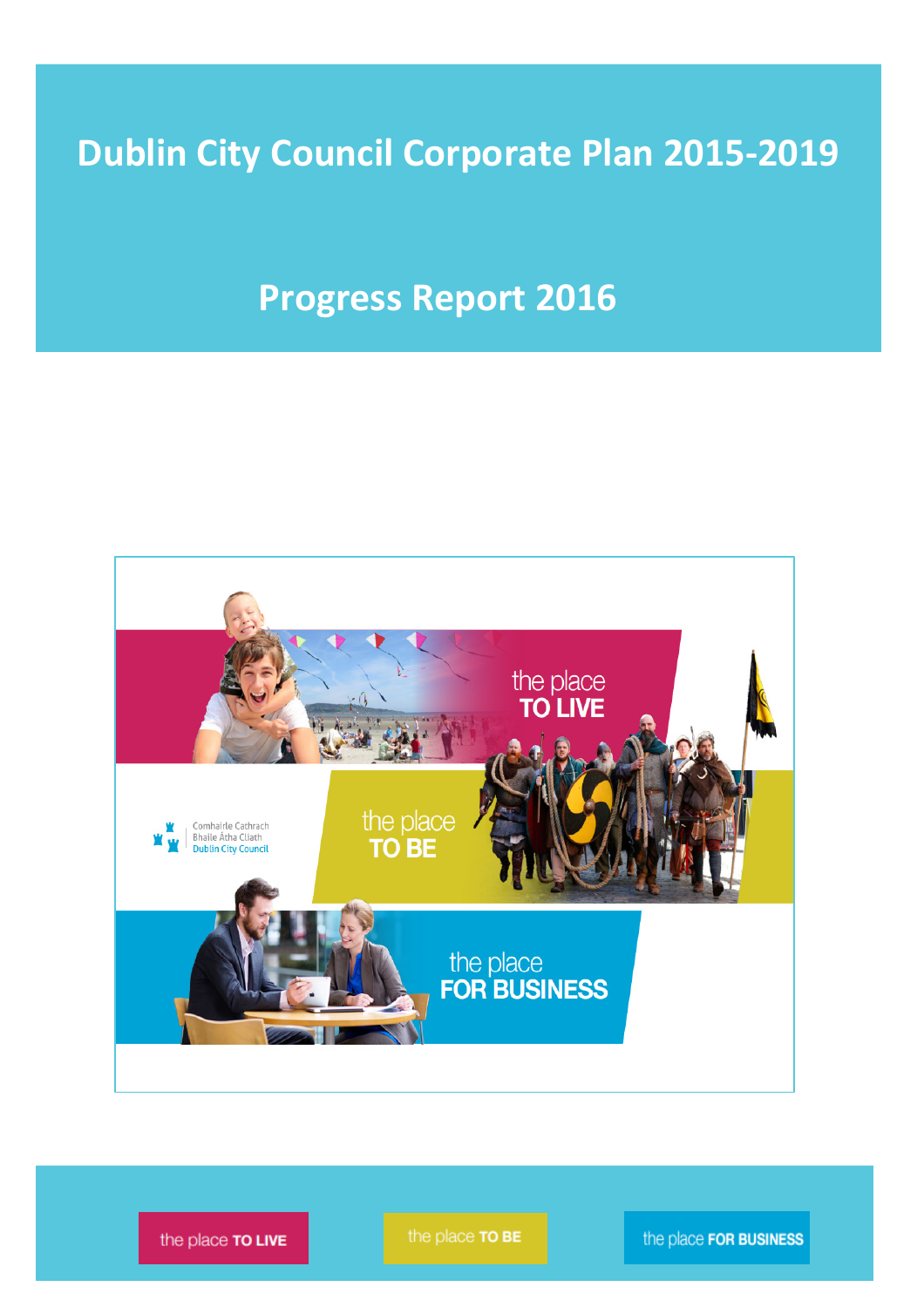# Dublin City Council Corporate Plan 2015-2019

## Progress Report 2016

the place **TO LIVE**

the place **TO BE**

Comhairle Cathrach Bhaile Átha Cliath
Dublin City Council

the place **FOR BUSINESS**

the place **TO LIVE** | the place **TO BE** | the place **FOR BUSINESS**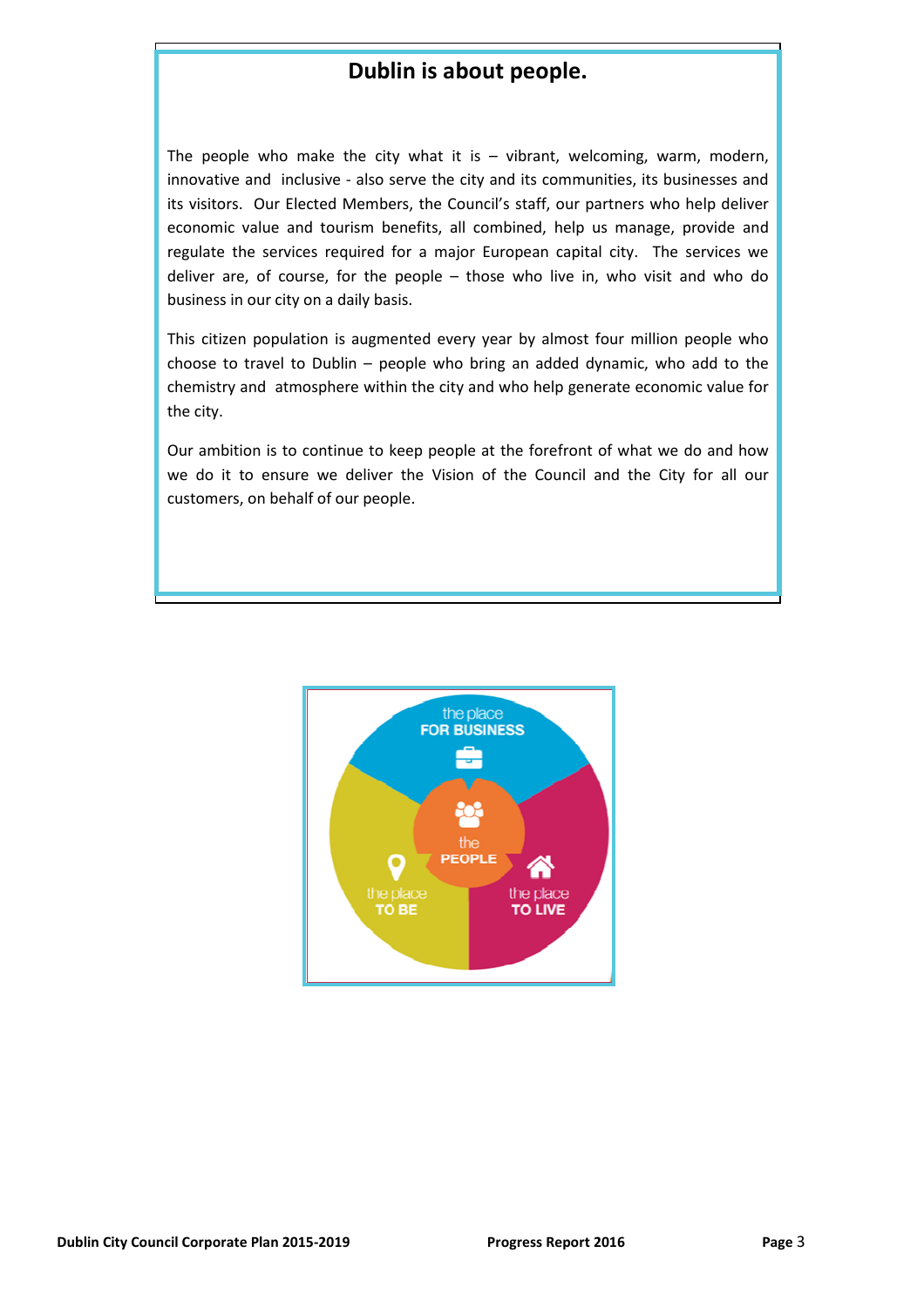# Dublin is about people.

The people who make the city what it is – vibrant, welcoming, warm, modern, innovative and inclusive - also serve the city and its communities, its businesses and its visitors. Our Elected Members, the Council's staff, our partners who help deliver economic value and tourism benefits, all combined, help us manage, provide and regulate the services required for a major European capital city. The services we deliver are, of course, for the people – those who live in, who visit and who do business in our city on a daily basis.

This citizen population is augmented every year by almost four million people who choose to travel to Dublin – people who bring an added dynamic, who add to the chemistry and atmosphere within the city and who help generate economic value for the city.

Our ambition is to continue to keep people at the forefront of what we do and how we do it to ensure we deliver the Vision of the Council and the City for all our customers, on behalf of our people.

the place FOR BUSINESS

the PEOPLE

the place TO BE

the place TO LIVE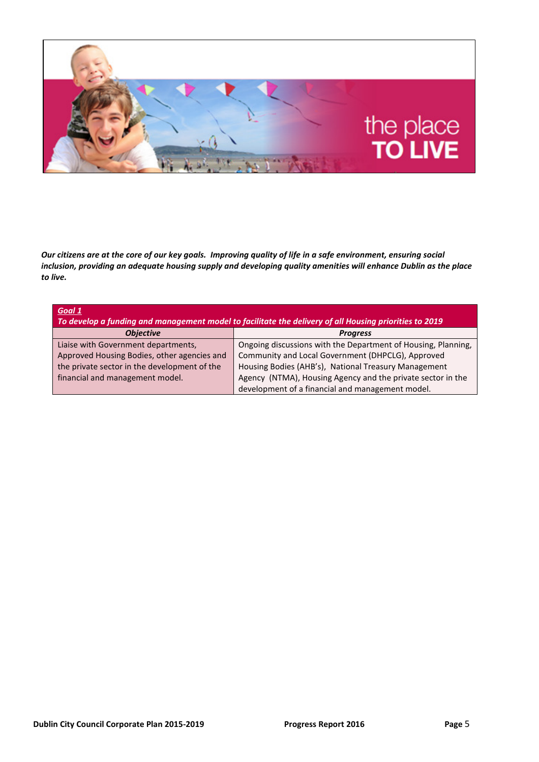# the place TO LIVE

***Our citizens are at the core of our key goals. Improving quality of life in a safe environment, ensuring social inclusion, providing an adequate housing supply and developing quality amenities will enhance Dublin as the place to live.***

| ***Goal 1*** ***To develop a funding and management model to facilitate the delivery of all Housing priorities to 2019*** | |
|---|---|
| ***Objective*** | ***Progress*** |
| Liaise with Government departments, Approved Housing Bodies, other agencies and the private sector in the development of the financial and management model. | Ongoing discussions with the Department of Housing, Planning, Community and Local Government (DHPCLG), Approved Housing Bodies (AHB's), National Treasury Management Agency (NTMA), Housing Agency and the private sector in the development of a financial and management model. |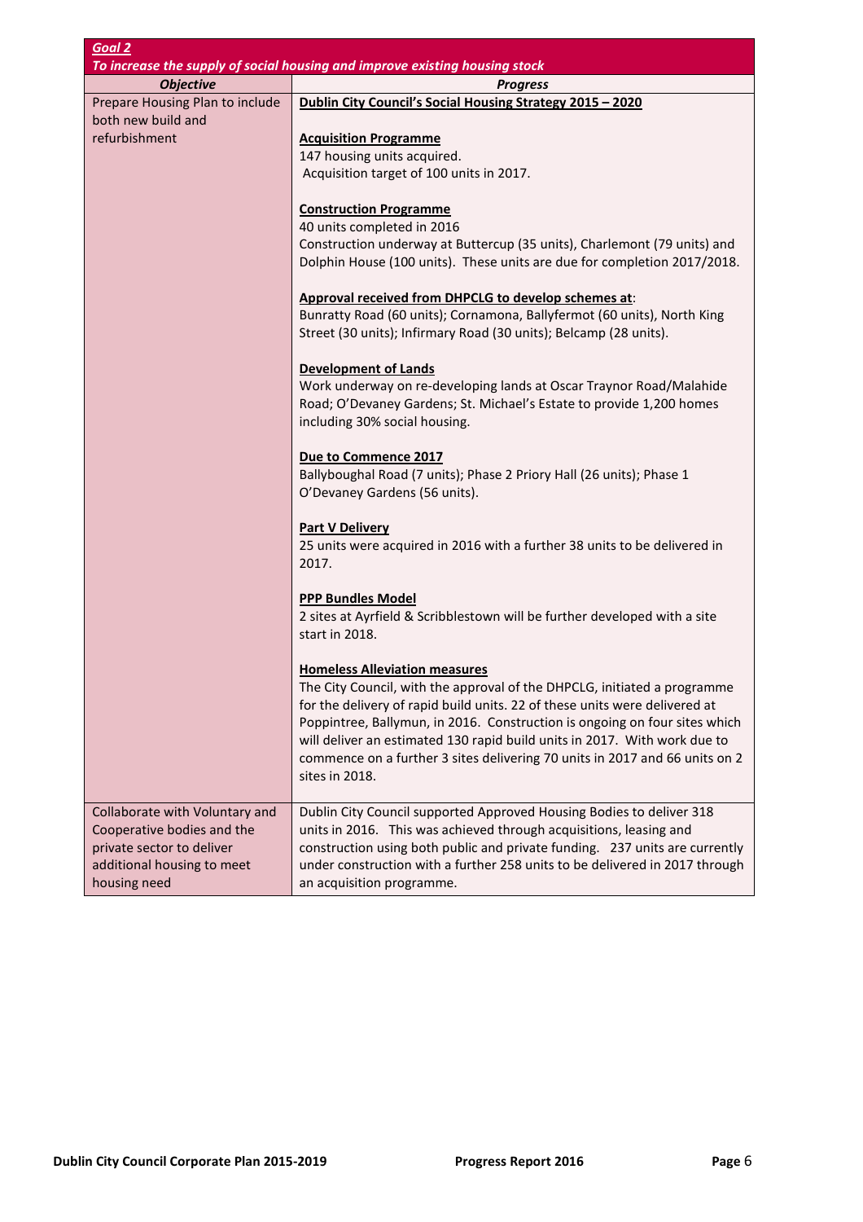| ***Goal 2*** | |
| --- | --- |
| ***To increase the supply of social housing and improve existing housing stock*** | |
| ***Objective*** | ***Progress*** |
| Prepare Housing Plan to include both new build and refurbishment | **Dublin City Council's Social Housing Strategy 2015 – 2020**<br><br>**Acquisition Programme**<br>147 housing units acquired.<br>Acquisition target of 100 units in 2017.<br><br>**Construction Programme**<br>40 units completed in 2016<br>Construction underway at Buttercup (35 units), Charlemont (79 units) and Dolphin House (100 units). These units are due for completion 2017/2018.<br><br>**Approval received from DHPCLG to develop schemes at**:<br>Bunratty Road (60 units); Cornamona, Ballyfermot (60 units), North King Street (30 units); Infirmary Road (30 units); Belcamp (28 units).<br><br>**Development of Lands**<br>Work underway on re-developing lands at Oscar Traynor Road/Malahide Road; O'Devaney Gardens; St. Michael's Estate to provide 1,200 homes including 30% social housing.<br><br>**Due to Commence 2017**<br>Ballyboughal Road (7 units); Phase 2 Priory Hall (26 units); Phase 1 O'Devaney Gardens (56 units).<br><br>**Part V Delivery**<br>25 units were acquired in 2016 with a further 38 units to be delivered in 2017.<br><br>**PPP Bundles Model**<br>2 sites at Ayrfield & Scribblestown will be further developed with a site start in 2018.<br><br>**Homeless Alleviation measures**<br>The City Council, with the approval of the DHPCLG, initiated a programme for the delivery of rapid build units. 22 of these units were delivered at Poppintree, Ballymun, in 2016. Construction is ongoing on four sites which will deliver an estimated 130 rapid build units in 2017. With work due to commence on a further 3 sites delivering 70 units in 2017 and 66 units on 2 sites in 2018. |
| Collaborate with Voluntary and Cooperative bodies and the private sector to deliver additional housing to meet housing need | Dublin City Council supported Approved Housing Bodies to deliver 318 units in 2016. This was achieved through acquisitions, leasing and construction using both public and private funding. 237 units are currently under construction with a further 258 units to be delivered in 2017 through an acquisition programme. |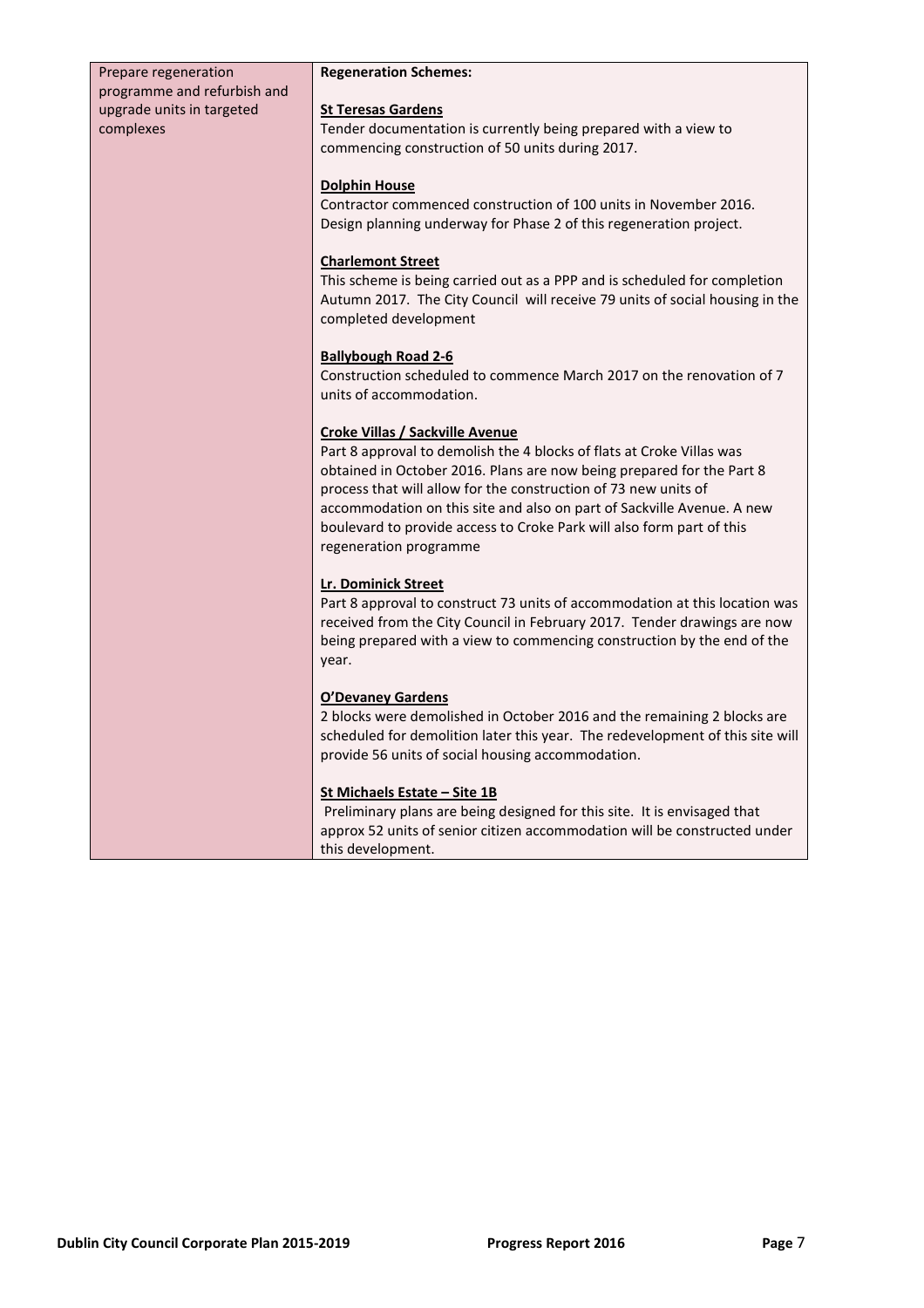| Prepare regeneration programme and refurbish and upgrade units in targeted complexes | **Regeneration Schemes:**<br><br>**St Teresas Gardens**<br>Tender documentation is currently being prepared with a view to commencing construction of 50 units during 2017.<br><br>**Dolphin House**<br>Contractor commenced construction of 100 units in November 2016. Design planning underway for Phase 2 of this regeneration project.<br><br>**Charlemont Street**<br>This scheme is being carried out as a PPP and is scheduled for completion Autumn 2017. The City Council will receive 79 units of social housing in the completed development<br><br>**Ballybough Road 2-6**<br>Construction scheduled to commence March 2017 on the renovation of 7 units of accommodation.<br><br>**Croke Villas / Sackville Avenue**<br>Part 8 approval to demolish the 4 blocks of flats at Croke Villas was obtained in October 2016. Plans are now being prepared for the Part 8 process that will allow for the construction of 73 new units of accommodation on this site and also on part of Sackville Avenue. A new boulevard to provide access to Croke Park will also form part of this regeneration programme<br><br>**Lr. Dominick Street**<br>Part 8 approval to construct 73 units of accommodation at this location was received from the City Council in February 2017. Tender drawings are now being prepared with a view to commencing construction by the end of the year.<br><br>**O'Devaney Gardens**<br>2 blocks were demolished in October 2016 and the remaining 2 blocks are scheduled for demolition later this year. The redevelopment of this site will provide 56 units of social housing accommodation.<br><br>**St Michaels Estate – Site 1B**<br>Preliminary plans are being designed for this site. It is envisaged that approx 52 units of senior citizen accommodation will be constructed under this development. |
|---|---|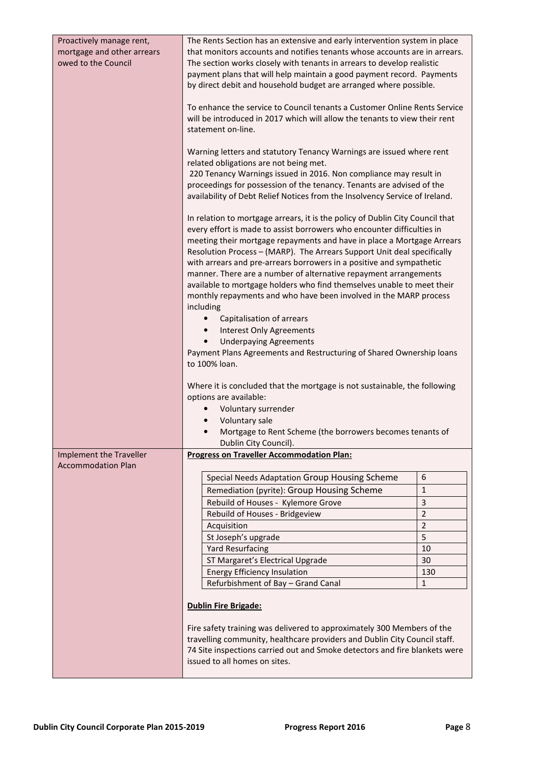| | |
|---|---|
| Proactively manage rent, mortgage and other arrears owed to the Council | The Rents Section has an extensive and early intervention system in place that monitors accounts and notifies tenants whose accounts are in arrears. The section works closely with tenants in arrears to develop realistic payment plans that will help maintain a good payment record. Payments by direct debit and household budget are arranged where possible.<br><br>To enhance the service to Council tenants a Customer Online Rents Service will be introduced in 2017 which will allow the tenants to view their rent statement on-line.<br><br>Warning letters and statutory Tenancy Warnings are issued where rent related obligations are not being met.<br>220 Tenancy Warnings issued in 2016. Non compliance may result in proceedings for possession of the tenancy. Tenants are advised of the availability of Debt Relief Notices from the Insolvency Service of Ireland.<br><br>In relation to mortgage arrears, it is the policy of Dublin City Council that every effort is made to assist borrowers who encounter difficulties in meeting their mortgage repayments and have in place a Mortgage Arrears Resolution Process – (MARP). The Arrears Support Unit deal specifically with arrears and pre-arrears borrowers in a positive and sympathetic manner. There are a number of alternative repayment arrangements available to mortgage holders who find themselves unable to meet their monthly repayments and who have been involved in the MARP process including<br>• Capitalisation of arrears<br>• Interest Only Agreements<br>• Underpaying Agreements<br>Payment Plans Agreements and Restructuring of Shared Ownership loans to 100% loan.<br><br>Where it is concluded that the mortgage is not sustainable, the following options are available:<br>• Voluntary surrender<br>• Voluntary sale<br>• Mortgage to Rent Scheme (the borrowers becomes tenants of Dublin City Council). |
| Implement the Traveller Accommodation Plan | **Progress on Traveller Accommodation Plan:**<br><br>Special Needs Adaptation Group Housing Scheme – 6<br>Remediation (pyrite): Group Housing Scheme – 1<br>Rebuild of Houses - Kylemore Grove – 3<br>Rebuild of Houses - Bridgeview – 2<br>Acquisition – 2<br>St Joseph's upgrade – 5<br>Yard Resurfacing – 10<br>ST Margaret's Electrical Upgrade – 30<br>Energy Efficiency Insulation – 130<br>Refurbishment of Bay – Grand Canal – 1<br><br>**Dublin Fire Brigade:**<br><br>Fire safety training was delivered to approximately 300 Members of the travelling community, healthcare providers and Dublin City Council staff. 74 Site inspections carried out and Smoke detectors and fire blankets were issued to all homes on sites. |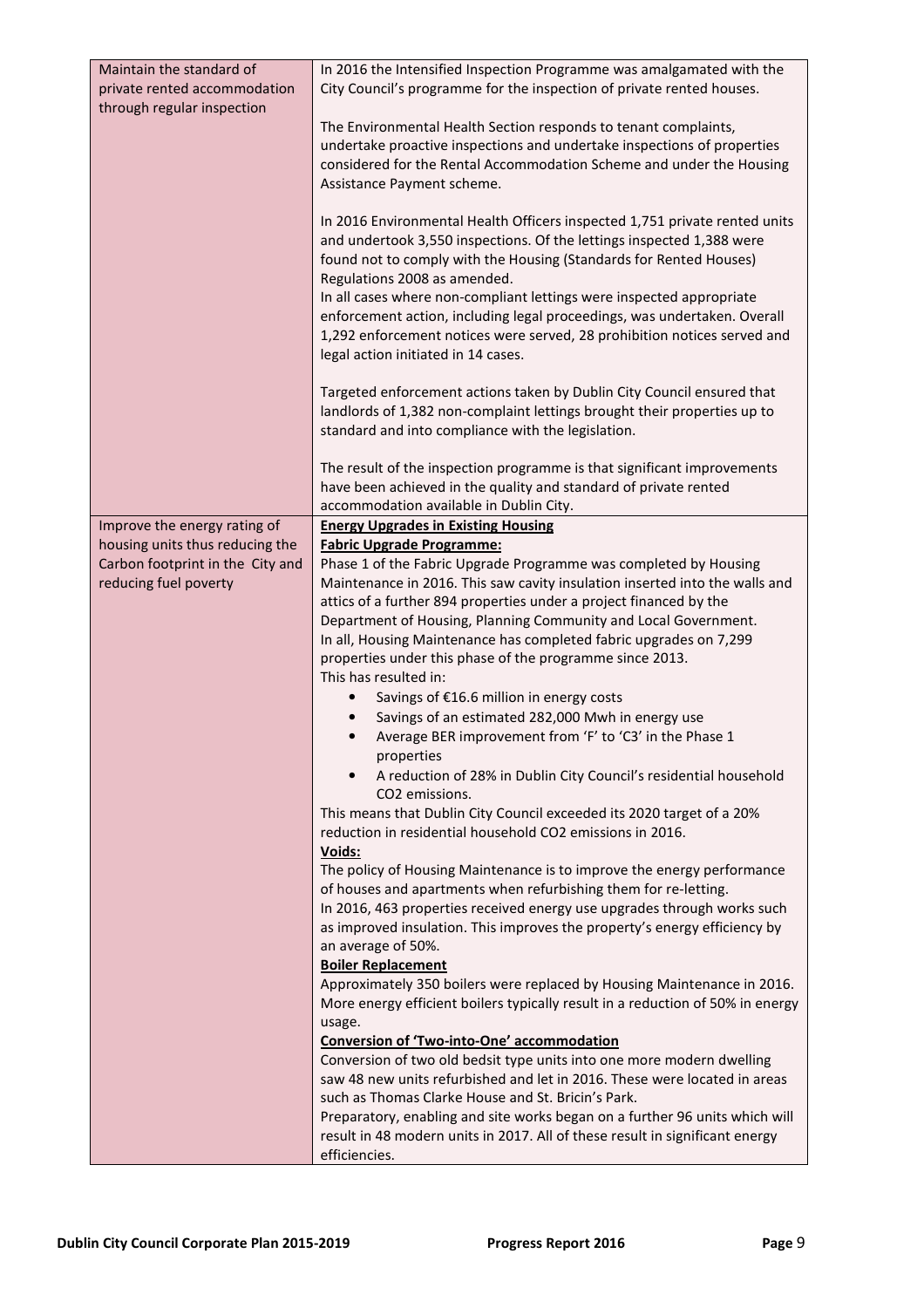| | |
|---|---|
| Maintain the standard of private rented accommodation through regular inspection | In 2016 the Intensified Inspection Programme was amalgamated with the City Council's programme for the inspection of private rented houses.<br><br>The Environmental Health Section responds to tenant complaints, undertake proactive inspections and undertake inspections of properties considered for the Rental Accommodation Scheme and under the Housing Assistance Payment scheme.<br><br>In 2016 Environmental Health Officers inspected 1,751 private rented units and undertook 3,550 inspections. Of the lettings inspected 1,388 were found not to comply with the Housing (Standards for Rented Houses) Regulations 2008 as amended.<br>In all cases where non-compliant lettings were inspected appropriate enforcement action, including legal proceedings, was undertaken. Overall 1,292 enforcement notices were served, 28 prohibition notices served and legal action initiated in 14 cases.<br><br>Targeted enforcement actions taken by Dublin City Council ensured that landlords of 1,382 non-complaint lettings brought their properties up to standard and into compliance with the legislation.<br><br>The result of the inspection programme is that significant improvements have been achieved in the quality and standard of private rented accommodation available in Dublin City. |
| Improve the energy rating of housing units thus reducing the Carbon footprint in the City and reducing fuel poverty | **Energy Upgrades in Existing Housing**<br>**Fabric Upgrade Programme:**<br>Phase 1 of the Fabric Upgrade Programme was completed by Housing Maintenance in 2016. This saw cavity insulation inserted into the walls and attics of a further 894 properties under a project financed by the Department of Housing, Planning Community and Local Government.<br>In all, Housing Maintenance has completed fabric upgrades on 7,299 properties under this phase of the programme since 2013.<br>This has resulted in:<br>• Savings of €16.6 million in energy costs<br>• Savings of an estimated 282,000 Mwh in energy use<br>• Average BER improvement from 'F' to 'C3' in the Phase 1 properties<br>• A reduction of 28% in Dublin City Council's residential household $CO_2$ emissions.<br>This means that Dublin City Council exceeded its 2020 target of a 20% reduction in residential household $CO_2$ emissions in 2016.<br>**Voids:**<br>The policy of Housing Maintenance is to improve the energy performance of houses and apartments when refurbishing them for re-letting.<br>In 2016, 463 properties received energy use upgrades through works such as improved insulation. This improves the property's energy efficiency by an average of 50%.<br>**Boiler Replacement**<br>Approximately 350 boilers were replaced by Housing Maintenance in 2016. More energy efficient boilers typically result in a reduction of 50% in energy usage.<br>**Conversion of 'Two-into-One' accommodation**<br>Conversion of two old bedsit type units into one more modern dwelling saw 48 new units refurbished and let in 2016. These were located in areas such as Thomas Clarke House and St. Bricin's Park.<br>Preparatory, enabling and site works began on a further 96 units which will result in 48 modern units in 2017. All of these result in significant energy efficiencies. |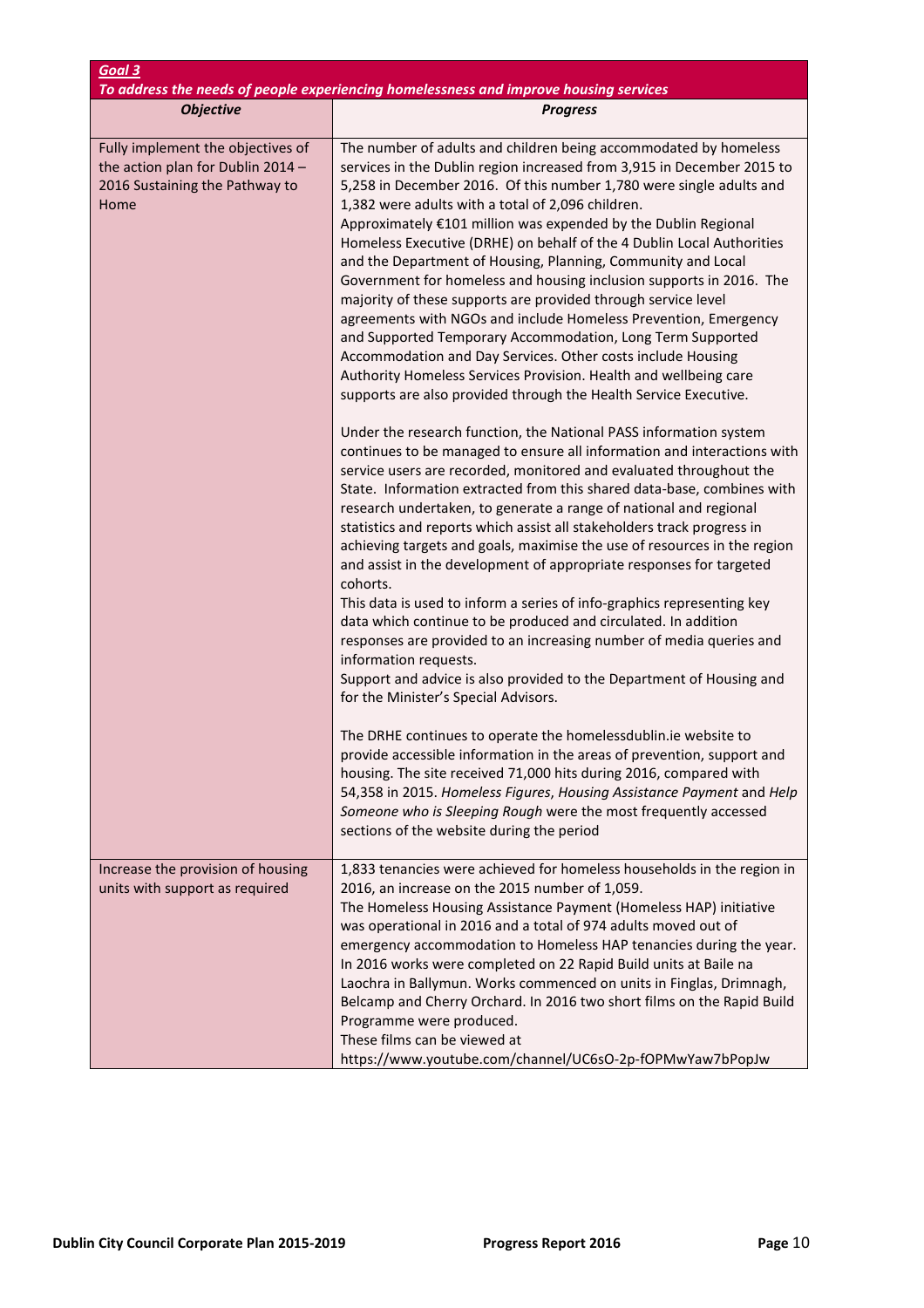| ***Goal 3*** | |
|---|---|
| ***To address the needs of people experiencing homelessness and improve housing services*** | |
| ***Objective*** | ***Progress*** |
| Fully implement the objectives of the action plan for Dublin 2014 – 2016 Sustaining the Pathway to Home | The number of adults and children being accommodated by homeless services in the Dublin region increased from 3,915 in December 2015 to 5,258 in December 2016. Of this number 1,780 were single adults and 1,382 were adults with a total of 2,096 children.<br>Approximately €101 million was expended by the Dublin Regional Homeless Executive (DRHE) on behalf of the 4 Dublin Local Authorities and the Department of Housing, Planning, Community and Local Government for homeless and housing inclusion supports in 2016. The majority of these supports are provided through service level agreements with NGOs and include Homeless Prevention, Emergency and Supported Temporary Accommodation, Long Term Supported Accommodation and Day Services. Other costs include Housing Authority Homeless Services Provision. Health and wellbeing care supports are also provided through the Health Service Executive.<br><br>Under the research function, the National PASS information system continues to be managed to ensure all information and interactions with service users are recorded, monitored and evaluated throughout the State. Information extracted from this shared data-base, combines with research undertaken, to generate a range of national and regional statistics and reports which assist all stakeholders track progress in achieving targets and goals, maximise the use of resources in the region and assist in the development of appropriate responses for targeted cohorts.<br>This data is used to inform a series of info-graphics representing key data which continue to be produced and circulated. In addition responses are provided to an increasing number of media queries and information requests.<br>Support and advice is also provided to the Department of Housing and for the Minister's Special Advisors.<br><br>The DRHE continues to operate the homelessdublin.ie website to provide accessible information in the areas of prevention, support and housing. The site received 71,000 hits during 2016, compared with 54,358 in 2015. *Homeless Figures*, *Housing Assistance Payment* and *Help Someone who is Sleeping Rough* were the most frequently accessed sections of the website during the period |
| Increase the provision of housing units with support as required | 1,833 tenancies were achieved for homeless households in the region in 2016, an increase on the 2015 number of 1,059.<br>The Homeless Housing Assistance Payment (Homeless HAP) initiative was operational in 2016 and a total of 974 adults moved out of emergency accommodation to Homeless HAP tenancies during the year. In 2016 works were completed on 22 Rapid Build units at Baile na Laochra in Ballymun. Works commenced on units in Finglas, Drimnagh, Belcamp and Cherry Orchard. In 2016 two short films on the Rapid Build Programme were produced.<br>These films can be viewed at https://www.youtube.com/channel/UC6sO-2p-fOPMwYaw7bPopJw |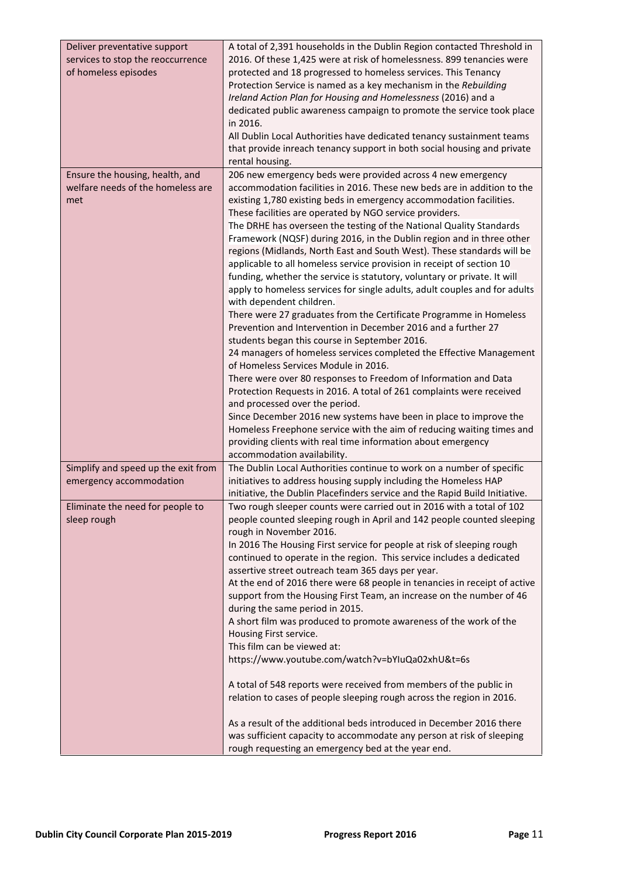| | |
|---|---|
| Deliver preventative support services to stop the reoccurrence of homeless episodes | A total of 2,391 households in the Dublin Region contacted Threshold in 2016. Of these 1,425 were at risk of homelessness. 899 tenancies were protected and 18 progressed to homeless services. This Tenancy Protection Service is named as a key mechanism in the *Rebuilding Ireland Action Plan for Housing and Homelessness* (2016) and a dedicated public awareness campaign to promote the service took place in 2016.<br>All Dublin Local Authorities have dedicated tenancy sustainment teams that provide inreach tenancy support in both social housing and private rental housing. |
| Ensure the housing, health, and welfare needs of the homeless are met | 206 new emergency beds were provided across 4 new emergency accommodation facilities in 2016. These new beds are in addition to the existing 1,780 existing beds in emergency accommodation facilities. These facilities are operated by NGO service providers.<br>The DRHE has overseen the testing of the National Quality Standards Framework (NQSF) during 2016, in the Dublin region and in three other regions (Midlands, North East and South West). These standards will be applicable to all homeless service provision in receipt of section 10 funding, whether the service is statutory, voluntary or private. It will apply to homeless services for single adults, adult couples and for adults with dependent children.<br>There were 27 graduates from the Certificate Programme in Homeless Prevention and Intervention in December 2016 and a further 27 students began this course in September 2016.<br>24 managers of homeless services completed the Effective Management of Homeless Services Module in 2016.<br>There were over 80 responses to Freedom of Information and Data Protection Requests in 2016. A total of 261 complaints were received and processed over the period.<br>Since December 2016 new systems have been in place to improve the Homeless Freephone service with the aim of reducing waiting times and providing clients with real time information about emergency accommodation availability. |
| Simplify and speed up the exit from emergency accommodation | The Dublin Local Authorities continue to work on a number of specific initiatives to address housing supply including the Homeless HAP initiative, the Dublin Placefinders service and the Rapid Build Initiative. |
| Eliminate the need for people to sleep rough | Two rough sleeper counts were carried out in 2016 with a total of 102 people counted sleeping rough in April and 142 people counted sleeping rough in November 2016.<br>In 2016 The Housing First service for people at risk of sleeping rough continued to operate in the region. This service includes a dedicated assertive street outreach team 365 days per year.<br>At the end of 2016 there were 68 people in tenancies in receipt of active support from the Housing First Team, an increase on the number of 46 during the same period in 2015.<br>A short film was produced to promote awareness of the work of the Housing First service.<br>This film can be viewed at:<br>https://www.youtube.com/watch?v=bYIuQa02xhU&t=6s<br><br>A total of 548 reports were received from members of the public in relation to cases of people sleeping rough across the region in 2016.<br><br>As a result of the additional beds introduced in December 2016 there was sufficient capacity to accommodate any person at risk of sleeping rough requesting an emergency bed at the year end. |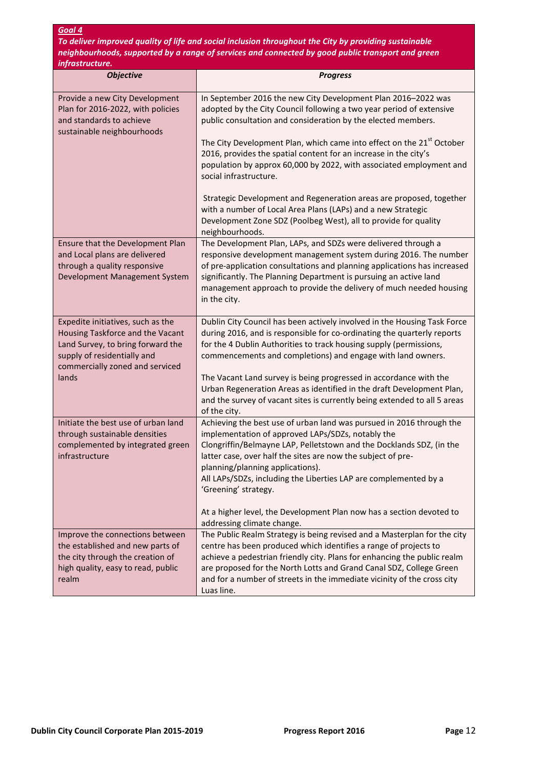***Goal 4***

***To deliver improved quality of life and social inclusion throughout the City by providing sustainable neighbourhoods, supported by a range of services and connected by good public transport and green infrastructure.***

| *Objective* | *Progress* |
|---|---|
| Provide a new City Development Plan for 2016-2022, with policies and standards to achieve sustainable neighbourhoods | In September 2016 the new City Development Plan 2016–2022 was adopted by the City Council following a two year period of extensive public consultation and consideration by the elected members.<br><br>The City Development Plan, which came into effect on the 21st October 2016, provides the spatial content for an increase in the city's population by approx 60,000 by 2022, with associated employment and social infrastructure.<br><br>Strategic Development and Regeneration areas are proposed, together with a number of Local Area Plans (LAPs) and a new Strategic Development Zone SDZ (Poolbeg West), all to provide for quality neighbourhoods. |
| Ensure that the Development Plan and Local plans are delivered through a quality responsive Development Management System | The Development Plan, LAPs, and SDZs were delivered through a responsive development management system during 2016. The number of pre-application consultations and planning applications has increased significantly. The Planning Department is pursuing an active land management approach to provide the delivery of much needed housing in the city. |
| Expedite initiatives, such as the Housing Taskforce and the Vacant Land Survey, to bring forward the supply of residentially and commercially zoned and serviced lands | Dublin City Council has been actively involved in the Housing Task Force during 2016, and is responsible for co-ordinating the quarterly reports for the 4 Dublin Authorities to track housing supply (permissions, commencements and completions) and engage with land owners.<br><br>The Vacant Land survey is being progressed in accordance with the Urban Regeneration Areas as identified in the draft Development Plan, and the survey of vacant sites is currently being extended to all 5 areas of the city. |
| Initiate the best use of urban land through sustainable densities complemented by integrated green infrastructure | Achieving the best use of urban land was pursued in 2016 through the implementation of approved LAPs/SDZs, notably the Clongriffin/Belmayne LAP, Pelletstown and the Docklands SDZ, (in the latter case, over half the sites are now the subject of pre-planning/planning applications).<br>All LAPs/SDZs, including the Liberties LAP are complemented by a 'Greening' strategy.<br><br>At a higher level, the Development Plan now has a section devoted to addressing climate change. |
| Improve the connections between the established and new parts of the city through the creation of high quality, easy to read, public realm | The Public Realm Strategy is being revised and a Masterplan for the city centre has been produced which identifies a range of projects to achieve a pedestrian friendly city. Plans for enhancing the public realm are proposed for the North Lotts and Grand Canal SDZ, College Green and for a number of streets in the immediate vicinity of the cross city Luas line. |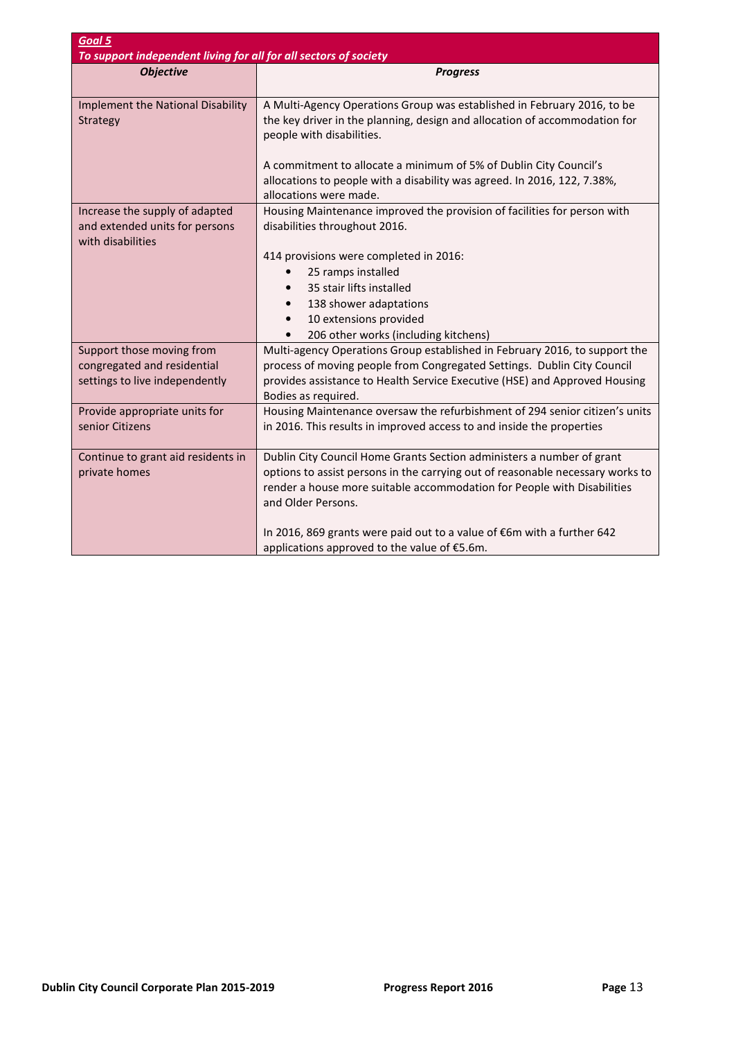| ***Goal 5*** <br> ***To support independent living for all for all sectors of society*** | |
|---|---|
| ***Objective*** | ***Progress*** |
| Implement the National Disability Strategy | A Multi-Agency Operations Group was established in February 2016, to be the key driver in the planning, design and allocation of accommodation for people with disabilities.<br><br>A commitment to allocate a minimum of 5% of Dublin City Council's allocations to people with a disability was agreed. In 2016, 122, 7.38%, allocations were made. |
| Increase the supply of adapted and extended units for persons with disabilities | Housing Maintenance improved the provision of facilities for person with disabilities throughout 2016.<br><br>414 provisions were completed in 2016:<br>• 25 ramps installed<br>• 35 stair lifts installed<br>• 138 shower adaptations<br>• 10 extensions provided<br>• 206 other works (including kitchens) |
| Support those moving from congregated and residential settings to live independently | Multi-agency Operations Group established in February 2016, to support the process of moving people from Congregated Settings. Dublin City Council provides assistance to Health Service Executive (HSE) and Approved Housing Bodies as required. |
| Provide appropriate units for senior Citizens | Housing Maintenance oversaw the refurbishment of 294 senior citizen's units in 2016. This results in improved access to and inside the properties |
| Continue to grant aid residents in private homes | Dublin City Council Home Grants Section administers a number of grant options to assist persons in the carrying out of reasonable necessary works to render a house more suitable accommodation for People with Disabilities and Older Persons.<br><br>In 2016, 869 grants were paid out to a value of €6m with a further 642 applications approved to the value of €5.6m. |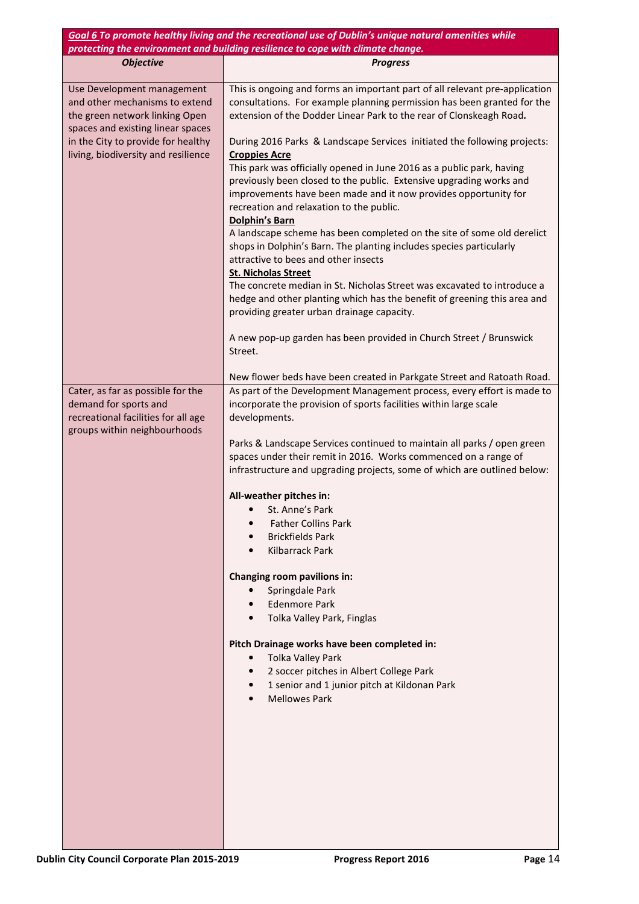| ***Goal 6** To promote healthy living and the recreational use of Dublin's unique natural amenities while protecting the environment and building resilience to cope with climate change.* | |
|---|---|
| ***Objective*** | ***Progress*** |
| Use Development management and other mechanisms to extend the green network linking Open spaces and existing linear spaces in the City to provide for healthy living, biodiversity and resilience | This is ongoing and forms an important part of all relevant pre-application consultations. For example planning permission has been granted for the extension of the Dodder Linear Park to the rear of Clonskeagh Road.<br><br>During 2016 Parks & Landscape Services initiated the following projects:<br>**Croppies Acre**<br>This park was officially opened in June 2016 as a public park, having previously been closed to the public. Extensive upgrading works and improvements have been made and it now provides opportunity for recreation and relaxation to the public.<br>**Dolphin's Barn**<br>A landscape scheme has been completed on the site of some old derelict shops in Dolphin's Barn. The planting includes species particularly attractive to bees and other insects<br>**St. Nicholas Street**<br>The concrete median in St. Nicholas Street was excavated to introduce a hedge and other planting which has the benefit of greening this area and providing greater urban drainage capacity.<br><br>A new pop-up garden has been provided in Church Street / Brunswick Street.<br><br>New flower beds have been created in Parkgate Street and Ratoath Road. |
| Cater, as far as possible for the demand for sports and recreational facilities for all age groups within neighbourhoods | As part of the Development Management process, every effort is made to incorporate the provision of sports facilities within large scale developments.<br><br>Parks & Landscape Services continued to maintain all parks / open green spaces under their remit in 2016. Works commenced on a range of infrastructure and upgrading projects, some of which are outlined below:<br><br>**All-weather pitches in:**<br>• St. Anne's Park<br>• Father Collins Park<br>• Brickfields Park<br>• Kilbarrack Park<br><br>**Changing room pavilions in:**<br>• Springdale Park<br>• Edenmore Park<br>• Tolka Valley Park, Finglas<br><br>**Pitch Drainage works have been completed in:**<br>• Tolka Valley Park<br>• 2 soccer pitches in Albert College Park<br>• 1 senior and 1 junior pitch at Kildonan Park<br>• Mellowes Park |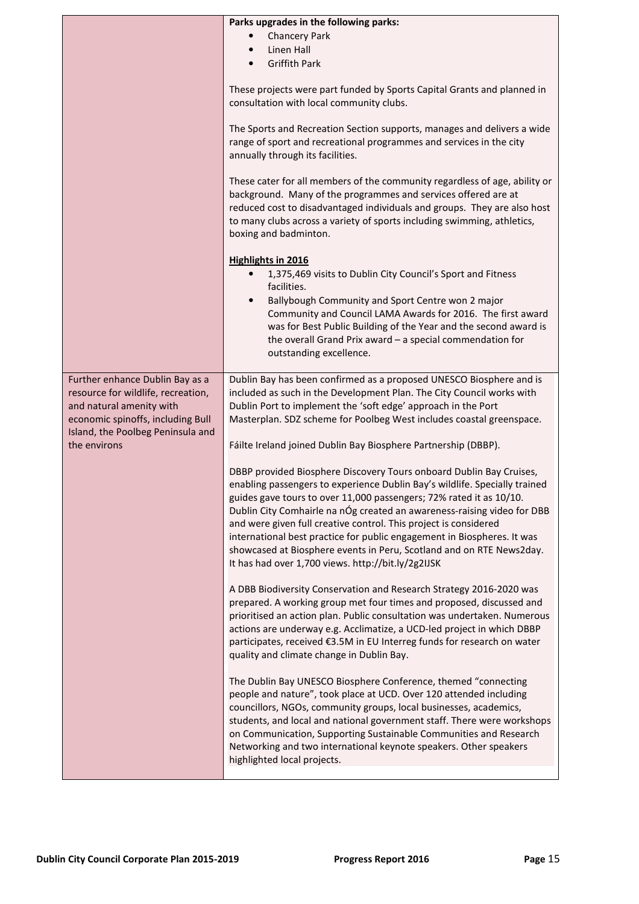| | |
|---|---|
| | **Parks upgrades in the following parks:**<br>• Chancery Park<br>• Linen Hall<br>• Griffith Park<br><br>These projects were part funded by Sports Capital Grants and planned in consultation with local community clubs.<br><br>The Sports and Recreation Section supports, manages and delivers a wide range of sport and recreational programmes and services in the city annually through its facilities.<br><br>These cater for all members of the community regardless of age, ability or background. Many of the programmes and services offered are at reduced cost to disadvantaged individuals and groups. They are also host to many clubs across a variety of sports including swimming, athletics, boxing and badminton.<br><br>**Highlights in 2016**<br>• 1,375,469 visits to Dublin City Council's Sport and Fitness facilities.<br>• Ballybough Community and Sport Centre won 2 major Community and Council LAMA Awards for 2016. The first award was for Best Public Building of the Year and the second award is the overall Grand Prix award – a special commendation for outstanding excellence. |
| Further enhance Dublin Bay as a resource for wildlife, recreation, and natural amenity with economic spinoffs, including Bull Island, the Poolbeg Peninsula and the environs | Dublin Bay has been confirmed as a proposed UNESCO Biosphere and is included as such in the Development Plan. The City Council works with Dublin Port to implement the 'soft edge' approach in the Port Masterplan. SDZ scheme for Poolbeg West includes coastal greenspace.<br><br>Fáilte Ireland joined Dublin Bay Biosphere Partnership (DBBP).<br><br>DBBP provided Biosphere Discovery Tours onboard Dublin Bay Cruises, enabling passengers to experience Dublin Bay's wildlife. Specially trained guides gave tours to over 11,000 passengers; 72% rated it as 10/10. Dublin City Comhairle na nÓg created an awareness-raising video for DBB and were given full creative control. This project is considered international best practice for public engagement in Biospheres. It was showcased at Biosphere events in Peru, Scotland and on RTE News2day. It has had over 1,700 views. http://bit.ly/2g2IJSK<br><br>A DBB Biodiversity Conservation and Research Strategy 2016-2020 was prepared. A working group met four times and proposed, discussed and prioritised an action plan. Public consultation was undertaken. Numerous actions are underway e.g. Acclimatize, a UCD-led project in which DBBP participates, received €3.5M in EU Interreg funds for research on water quality and climate change in Dublin Bay.<br><br>The Dublin Bay UNESCO Biosphere Conference, themed "connecting people and nature", took place at UCD. Over 120 attended including councillors, NGOs, community groups, local businesses, academics, students, and local and national government staff. There were workshops on Communication, Supporting Sustainable Communities and Research Networking and two international keynote speakers. Other speakers highlighted local projects. |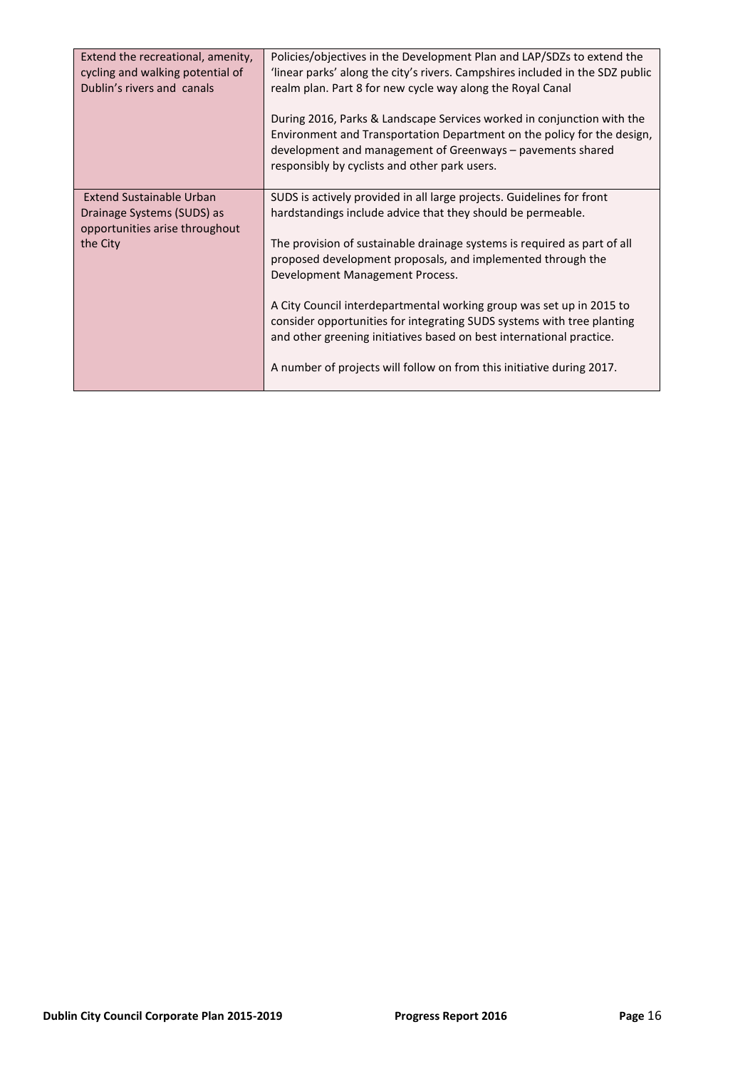| | |
|---|---|
| Extend the recreational, amenity, cycling and walking potential of Dublin's rivers and canals | Policies/objectives in the Development Plan and LAP/SDZs to extend the 'linear parks' along the city's rivers. Campshires included in the SDZ public realm plan. Part 8 for new cycle way along the Royal Canal<br><br>During 2016, Parks & Landscape Services worked in conjunction with the Environment and Transportation Department on the policy for the design, development and management of Greenways – pavements shared responsibly by cyclists and other park users. |
| Extend Sustainable Urban Drainage Systems (SUDS) as opportunities arise throughout the City | SUDS is actively provided in all large projects. Guidelines for front hardstandings include advice that they should be permeable.<br><br>The provision of sustainable drainage systems is required as part of all proposed development proposals, and implemented through the Development Management Process.<br><br>A City Council interdepartmental working group was set up in 2015 to consider opportunities for integrating SUDS systems with tree planting and other greening initiatives based on best international practice.<br><br>A number of projects will follow on from this initiative during 2017. |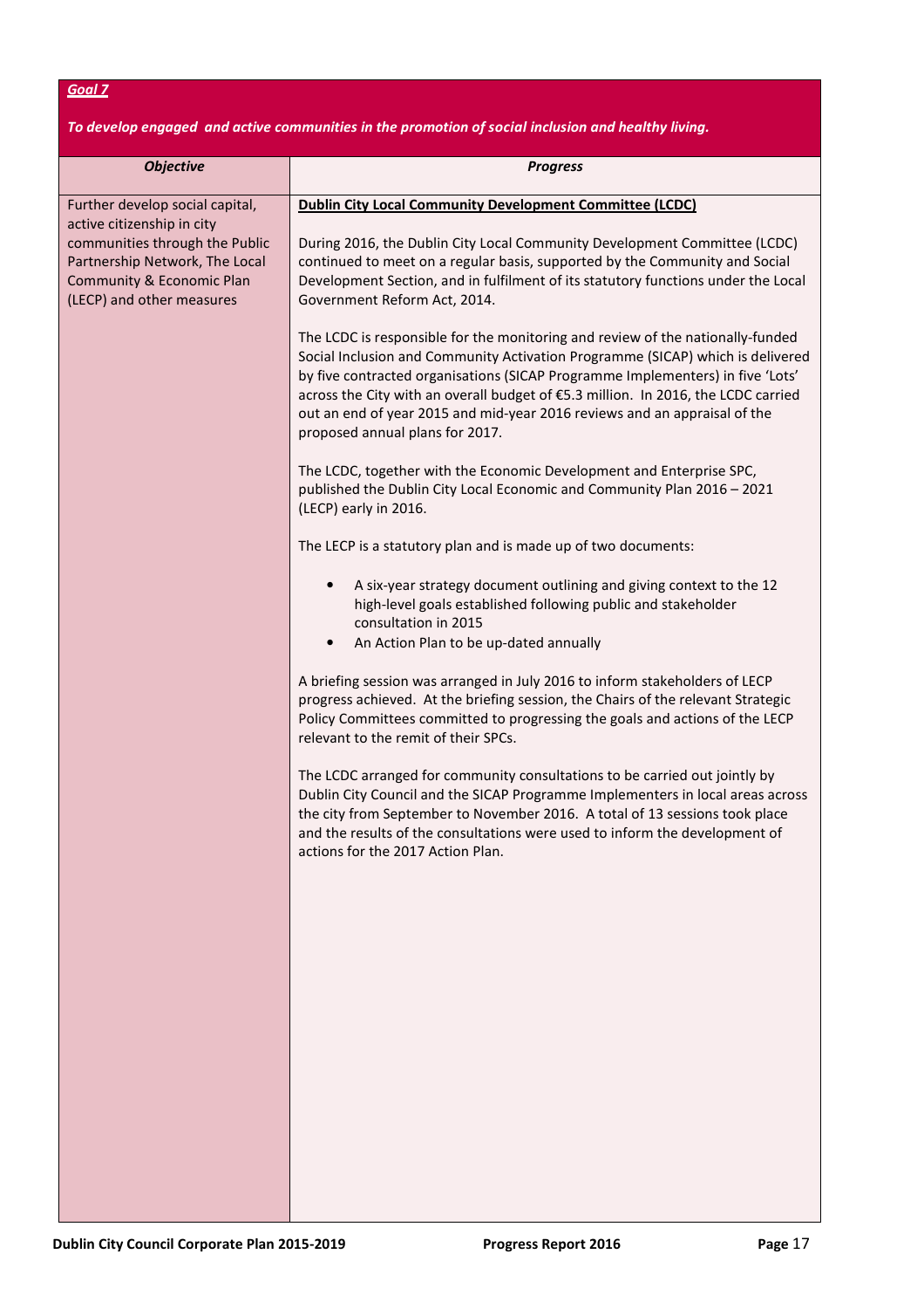***Goal 7***

***To develop engaged and active communities in the promotion of social inclusion and healthy living.***

| *Objective* | *Progress* |
|---|---|
| Further develop social capital, active citizenship in city communities through the Public Partnership Network, The Local Community & Economic Plan (LECP) and other measures | **Dublin City Local Community Development Committee (LCDC)**<br><br>During 2016, the Dublin City Local Community Development Committee (LCDC) continued to meet on a regular basis, supported by the Community and Social Development Section, and in fulfilment of its statutory functions under the Local Government Reform Act, 2014.<br><br>The LCDC is responsible for the monitoring and review of the nationally-funded Social Inclusion and Community Activation Programme (SICAP) which is delivered by five contracted organisations (SICAP Programme Implementers) in five 'Lots' across the City with an overall budget of €5.3 million. In 2016, the LCDC carried out an end of year 2015 and mid-year 2016 reviews and an appraisal of the proposed annual plans for 2017.<br><br>The LCDC, together with the Economic Development and Enterprise SPC, published the Dublin City Local Economic and Community Plan 2016 – 2021 (LECP) early in 2016.<br><br>The LECP is a statutory plan and is made up of two documents:<br><br>• A six-year strategy document outlining and giving context to the 12 high-level goals established following public and stakeholder consultation in 2015<br>• An Action Plan to be up-dated annually<br><br>A briefing session was arranged in July 2016 to inform stakeholders of LECP progress achieved. At the briefing session, the Chairs of the relevant Strategic Policy Committees committed to progressing the goals and actions of the LECP relevant to the remit of their SPCs.<br><br>The LCDC arranged for community consultations to be carried out jointly by Dublin City Council and the SICAP Programme Implementers in local areas across the city from September to November 2016. A total of 13 sessions took place and the results of the consultations were used to inform the development of actions for the 2017 Action Plan. |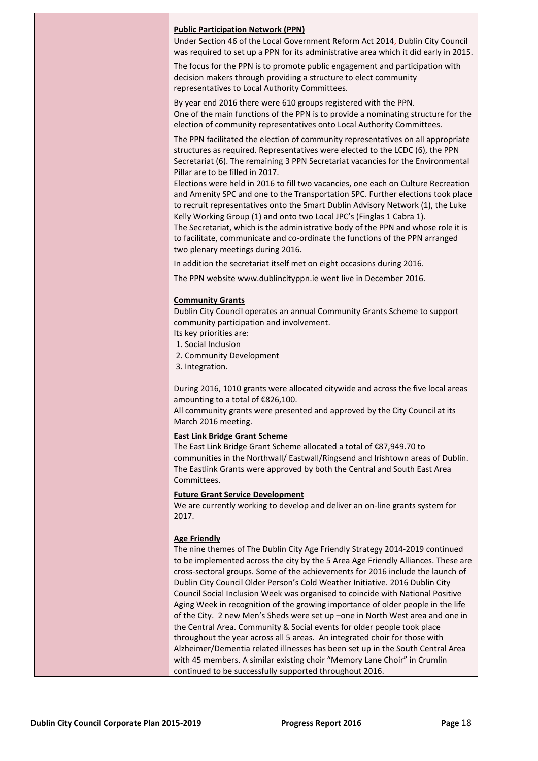**Public Participation Network (PPN)**

Under Section 46 of the Local Government Reform Act 2014, Dublin City Council was required to set up a PPN for its administrative area which it did early in 2015.

The focus for the PPN is to promote public engagement and participation with decision makers through providing a structure to elect community representatives to Local Authority Committees.

By year end 2016 there were 610 groups registered with the PPN.
One of the main functions of the PPN is to provide a nominating structure for the election of community representatives onto Local Authority Committees.

The PPN facilitated the election of community representatives on all appropriate structures as required. Representatives were elected to the LCDC (6), the PPN Secretariat (6). The remaining 3 PPN Secretariat vacancies for the Environmental Pillar are to be filled in 2017.
Elections were held in 2016 to fill two vacancies, one each on Culture Recreation and Amenity SPC and one to the Transportation SPC. Further elections took place to recruit representatives onto the Smart Dublin Advisory Network (1), the Luke Kelly Working Group (1) and onto two Local JPC's (Finglas 1 Cabra 1).
The Secretariat, which is the administrative body of the PPN and whose role it is to facilitate, communicate and co-ordinate the functions of the PPN arranged two plenary meetings during 2016.

In addition the secretariat itself met on eight occasions during 2016.

The PPN website www.dublincityppn.ie went live in December 2016.

**Community Grants**

Dublin City Council operates an annual Community Grants Scheme to support community participation and involvement.
Its key priorities are:

1. Social Inclusion
2. Community Development
3. Integration.

During 2016, 1010 grants were allocated citywide and across the five local areas amounting to a total of €826,100.
All community grants were presented and approved by the City Council at its March 2016 meeting.

**East Link Bridge Grant Scheme**

The East Link Bridge Grant Scheme allocated a total of €87,949.70 to communities in the Northwall/ Eastwall/Ringsend and Irishtown areas of Dublin. The Eastlink Grants were approved by both the Central and South East Area Committees.

**Future Grant Service Development**

We are currently working to develop and deliver an on-line grants system for 2017.

**Age Friendly**

The nine themes of The Dublin City Age Friendly Strategy 2014-2019 continued to be implemented across the city by the 5 Area Age Friendly Alliances. These are cross-sectoral groups. Some of the achievements for 2016 include the launch of Dublin City Council Older Person's Cold Weather Initiative. 2016 Dublin City Council Social Inclusion Week was organised to coincide with National Positive Aging Week in recognition of the growing importance of older people in the life of the City. 2 new Men's Sheds were set up –one in North West area and one in the Central Area. Community & Social events for older people took place throughout the year across all 5 areas. An integrated choir for those with Alzheimer/Dementia related illnesses has been set up in the South Central Area with 45 members. A similar existing choir "Memory Lane Choir" in Crumlin continued to be successfully supported throughout 2016.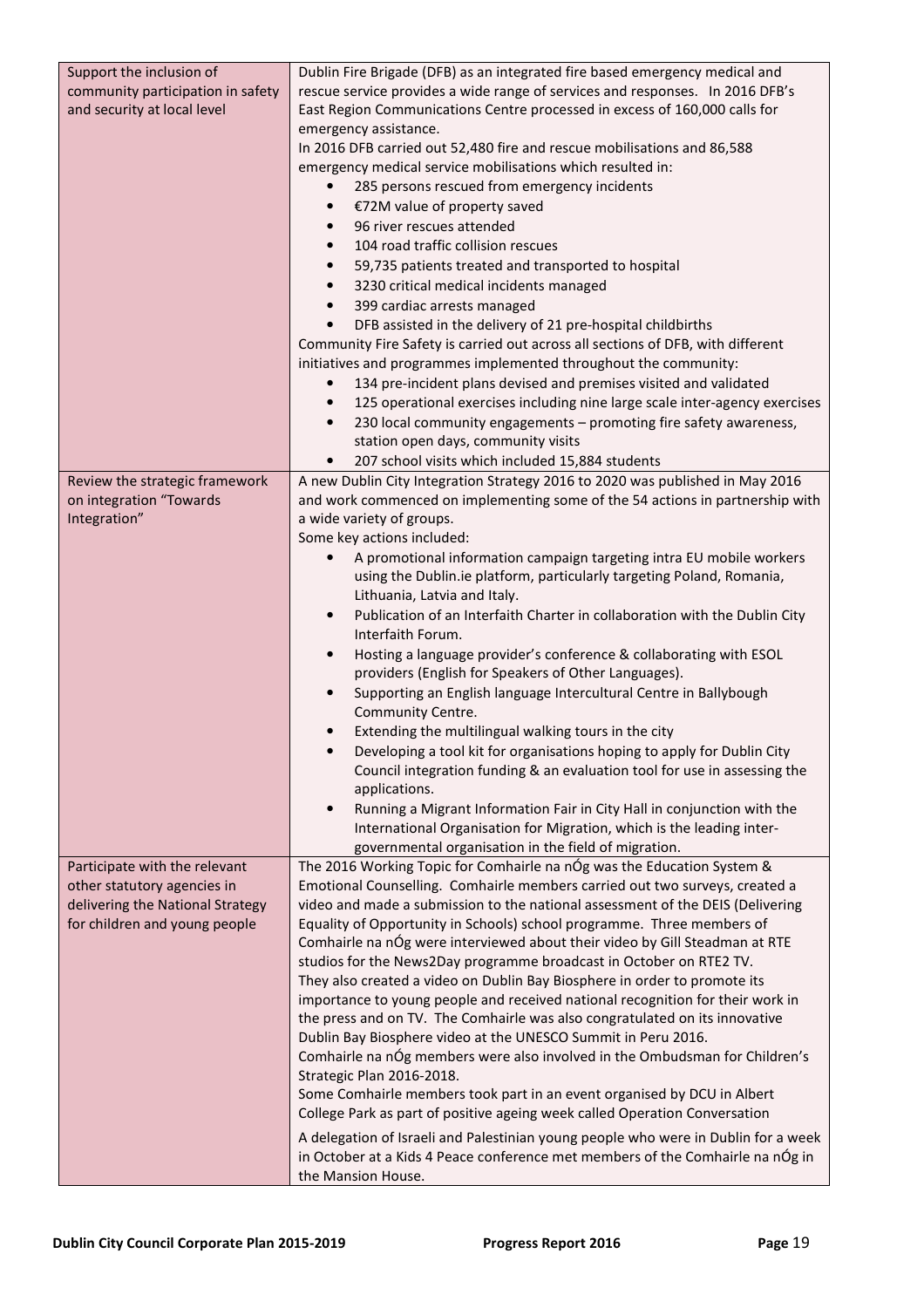| | |
|---|---|
| Support the inclusion of community participation in safety and security at local level | Dublin Fire Brigade (DFB) as an integrated fire based emergency medical and rescue service provides a wide range of services and responses. In 2016 DFB's East Region Communications Centre processed in excess of 160,000 calls for emergency assistance.<br>In 2016 DFB carried out 52,480 fire and rescue mobilisations and 86,588 emergency medical service mobilisations which resulted in:<br>• 285 persons rescued from emergency incidents<br>• €72M value of property saved<br>• 96 river rescues attended<br>• 104 road traffic collision rescues<br>• 59,735 patients treated and transported to hospital<br>• 3230 critical medical incidents managed<br>• 399 cardiac arrests managed<br>• DFB assisted in the delivery of 21 pre-hospital childbirths<br>Community Fire Safety is carried out across all sections of DFB, with different initiatives and programmes implemented throughout the community:<br>• 134 pre-incident plans devised and premises visited and validated<br>• 125 operational exercises including nine large scale inter-agency exercises<br>• 230 local community engagements – promoting fire safety awareness, station open days, community visits<br>• 207 school visits which included 15,884 students |
| Review the strategic framework on integration "Towards Integration" | A new Dublin City Integration Strategy 2016 to 2020 was published in May 2016 and work commenced on implementing some of the 54 actions in partnership with a wide variety of groups.<br>Some key actions included:<br>• A promotional information campaign targeting intra EU mobile workers using the Dublin.ie platform, particularly targeting Poland, Romania, Lithuania, Latvia and Italy.<br>• Publication of an Interfaith Charter in collaboration with the Dublin City Interfaith Forum.<br>• Hosting a language provider's conference & collaborating with ESOL providers (English for Speakers of Other Languages).<br>• Supporting an English language Intercultural Centre in Ballybough Community Centre.<br>• Extending the multilingual walking tours in the city<br>• Developing a tool kit for organisations hoping to apply for Dublin City Council integration funding & an evaluation tool for use in assessing the applications.<br>• Running a Migrant Information Fair in City Hall in conjunction with the International Organisation for Migration, which is the leading inter-governmental organisation in the field of migration. |
| Participate with the relevant other statutory agencies in delivering the National Strategy for children and young people | The 2016 Working Topic for Comhairle na nÓg was the Education System & Emotional Counselling. Comhairle members carried out two surveys, created a video and made a submission to the national assessment of the DEIS (Delivering Equality of Opportunity in Schools) school programme. Three members of Comhairle na nÓg were interviewed about their video by Gill Steadman at RTE studios for the News2Day programme broadcast in October on RTE2 TV.<br>They also created a video on Dublin Bay Biosphere in order to promote its importance to young people and received national recognition for their work in the press and on TV. The Comhairle was also congratulated on its innovative Dublin Bay Biosphere video at the UNESCO Summit in Peru 2016.<br>Comhairle na nÓg members were also involved in the Ombudsman for Children's Strategic Plan 2016-2018.<br>Some Comhairle members took part in an event organised by DCU in Albert College Park as part of positive ageing week called Operation Conversation<br>A delegation of Israeli and Palestinian young people who were in Dublin for a week in October at a Kids 4 Peace conference met members of the Comhairle na nÓg in the Mansion House. |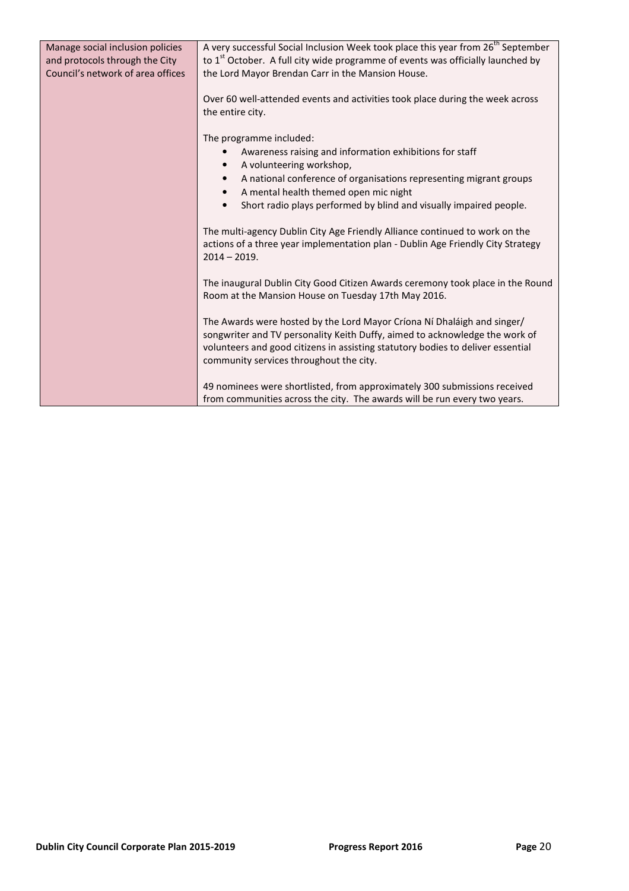| | |
|---|---|
| Manage social inclusion policies and protocols through the City Council's network of area offices | A very successful Social Inclusion Week took place this year from 26th September to 1st October. A full city wide programme of events was officially launched by the Lord Mayor Brendan Carr in the Mansion House.<br><br>Over 60 well-attended events and activities took place during the week across the entire city.<br><br>The programme included:<br>• Awareness raising and information exhibitions for staff<br>• A volunteering workshop,<br>• A national conference of organisations representing migrant groups<br>• A mental health themed open mic night<br>• Short radio plays performed by blind and visually impaired people.<br><br>The multi-agency Dublin City Age Friendly Alliance continued to work on the actions of a three year implementation plan - Dublin Age Friendly City Strategy 2014 – 2019.<br><br>The inaugural Dublin City Good Citizen Awards ceremony took place in the Round Room at the Mansion House on Tuesday 17th May 2016.<br><br>The Awards were hosted by the Lord Mayor Críona Ní Dhaláigh and singer/ songwriter and TV personality Keith Duffy, aimed to acknowledge the work of volunteers and good citizens in assisting statutory bodies to deliver essential community services throughout the city.<br><br>49 nominees were shortlisted, from approximately 300 submissions received from communities across the city. The awards will be run every two years. |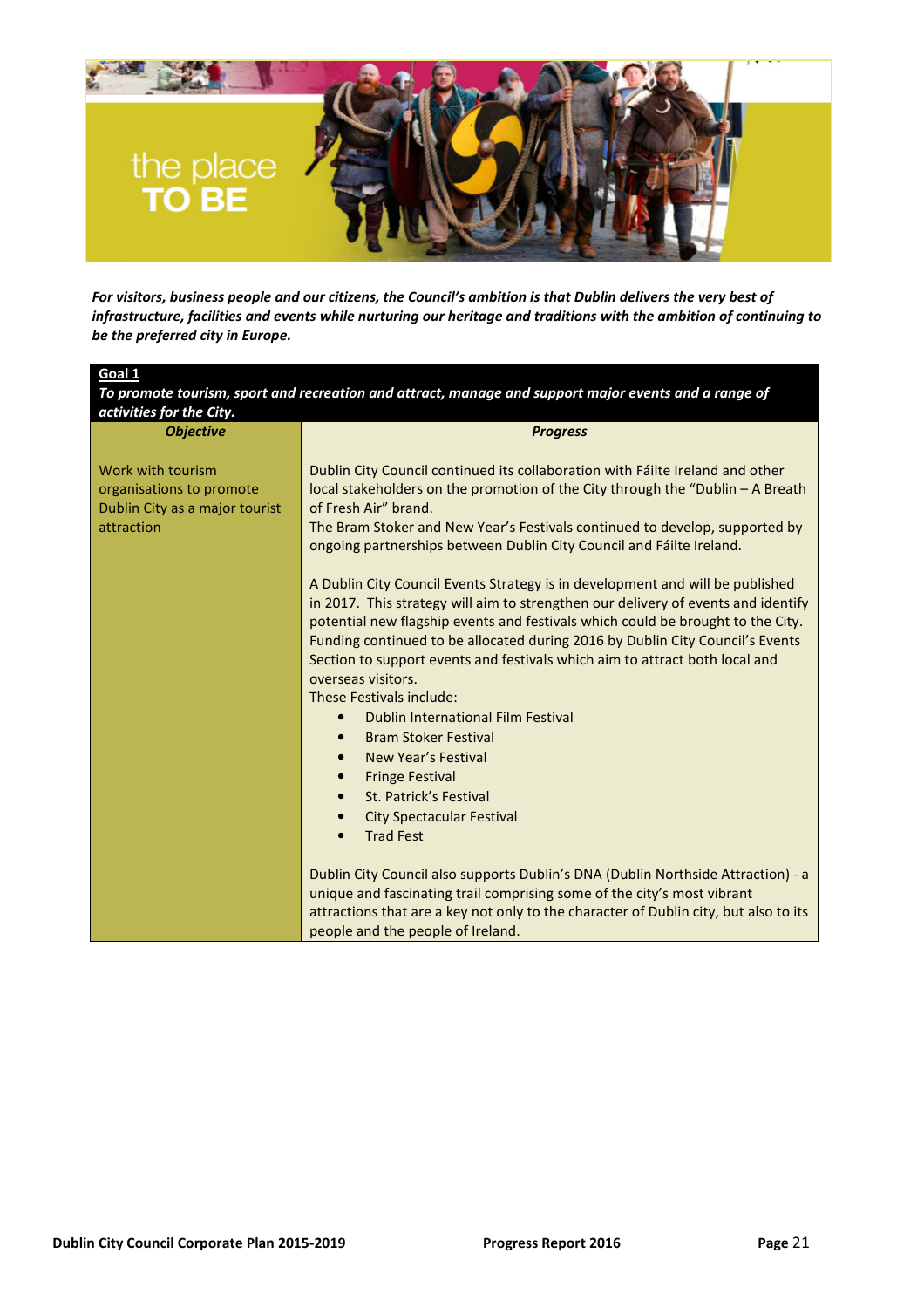# the place TO BE

***For visitors, business people and our citizens, the Council's ambition is that Dublin delivers the very best of infrastructure, facilities and events while nurturing our heritage and traditions with the ambition of continuing to be the preferred city in Europe.***

| **Goal 1**<br>***To promote tourism, sport and recreation and attract, manage and support major events and a range of activities for the City.*** | |
|---|---|
| ***Objective*** | ***Progress*** |
| Work with tourism organisations to promote Dublin City as a major tourist attraction | Dublin City Council continued its collaboration with Fáilte Ireland and other local stakeholders on the promotion of the City through the "Dublin – A Breath of Fresh Air" brand.<br>The Bram Stoker and New Year's Festivals continued to develop, supported by ongoing partnerships between Dublin City Council and Fáilte Ireland.<br><br>A Dublin City Council Events Strategy is in development and will be published in 2017. This strategy will aim to strengthen our delivery of events and identify potential new flagship events and festivals which could be brought to the City. Funding continued to be allocated during 2016 by Dublin City Council's Events Section to support events and festivals which aim to attract both local and overseas visitors.<br>These Festivals include:<br>• Dublin International Film Festival<br>• Bram Stoker Festival<br>• New Year's Festival<br>• Fringe Festival<br>• St. Patrick's Festival<br>• City Spectacular Festival<br>• Trad Fest<br><br>Dublin City Council also supports Dublin's DNA (Dublin Northside Attraction) - a unique and fascinating trail comprising some of the city's most vibrant attractions that are a key not only to the character of Dublin city, but also to its people and the people of Ireland. |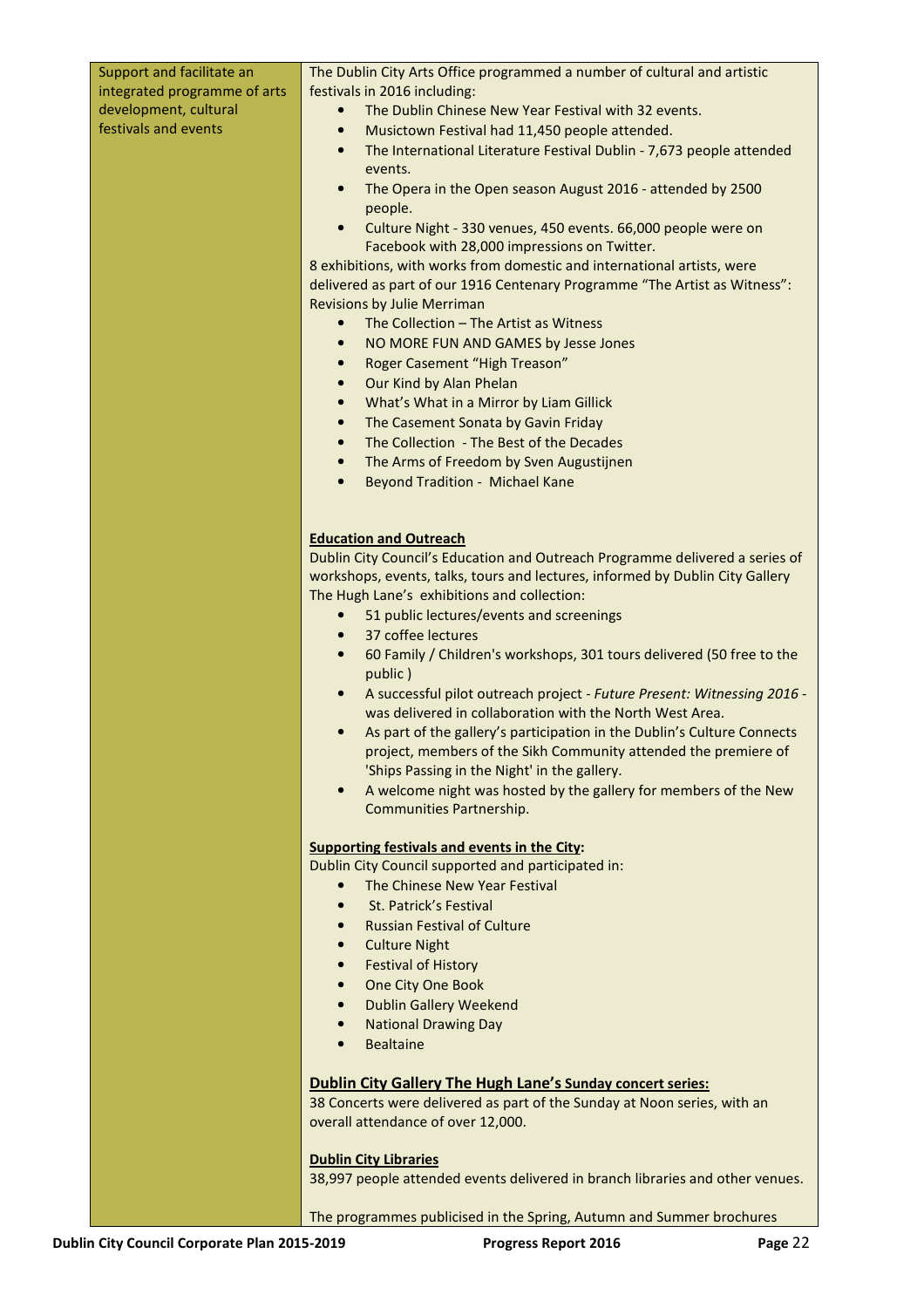| | |
|---|---|
| Support and facilitate an integrated programme of arts development, cultural festivals and events | The Dublin City Arts Office programmed a number of cultural and artistic festivals in 2016 including:<br>• The Dublin Chinese New Year Festival with 32 events.<br>• Musictown Festival had 11,450 people attended.<br>• The International Literature Festival Dublin - 7,673 people attended events.<br>• The Opera in the Open season August 2016 - attended by 2500 people.<br>• Culture Night - 330 venues, 450 events. 66,000 people were on Facebook with 28,000 impressions on Twitter.<br>8 exhibitions, with works from domestic and international artists, were delivered as part of our 1916 Centenary Programme "The Artist as Witness": Revisions by Julie Merriman<br>• The Collection – The Artist as Witness<br>• NO MORE FUN AND GAMES by Jesse Jones<br>• Roger Casement "High Treason"<br>• Our Kind by Alan Phelan<br>• What's What in a Mirror by Liam Gillick<br>• The Casement Sonata by Gavin Friday<br>• The Collection - The Best of the Decades<br>• The Arms of Freedom by Sven Augustijnen<br>• Beyond Tradition - Michael Kane<br><br>**Education and Outreach**<br>Dublin City Council's Education and Outreach Programme delivered a series of workshops, events, talks, tours and lectures, informed by Dublin City Gallery The Hugh Lane's exhibitions and collection:<br>• 51 public lectures/events and screenings<br>• 37 coffee lectures<br>• 60 Family / Children's workshops, 301 tours delivered (50 free to the public )<br>• A successful pilot outreach project - *Future Present: Witnessing 2016* - was delivered in collaboration with the North West Area.<br>• As part of the gallery's participation in the Dublin's Culture Connects project, members of the Sikh Community attended the premiere of 'Ships Passing in the Night' in the gallery.<br>• A welcome night was hosted by the gallery for members of the New Communities Partnership.<br><br>**Supporting festivals and events in the City:**<br>Dublin City Council supported and participated in:<br>• The Chinese New Year Festival<br>• St. Patrick's Festival<br>• Russian Festival of Culture<br>• Culture Night<br>• Festival of History<br>• One City One Book<br>• Dublin Gallery Weekend<br>• National Drawing Day<br>• Bealtaine<br><br>**Dublin City Gallery The Hugh Lane's Sunday concert series:**<br>38 Concerts were delivered as part of the Sunday at Noon series, with an overall attendance of over 12,000.<br><br>**Dublin City Libraries**<br>38,997 people attended events delivered in branch libraries and other venues.<br><br>The programmes publicised in the Spring, Autumn and Summer brochures |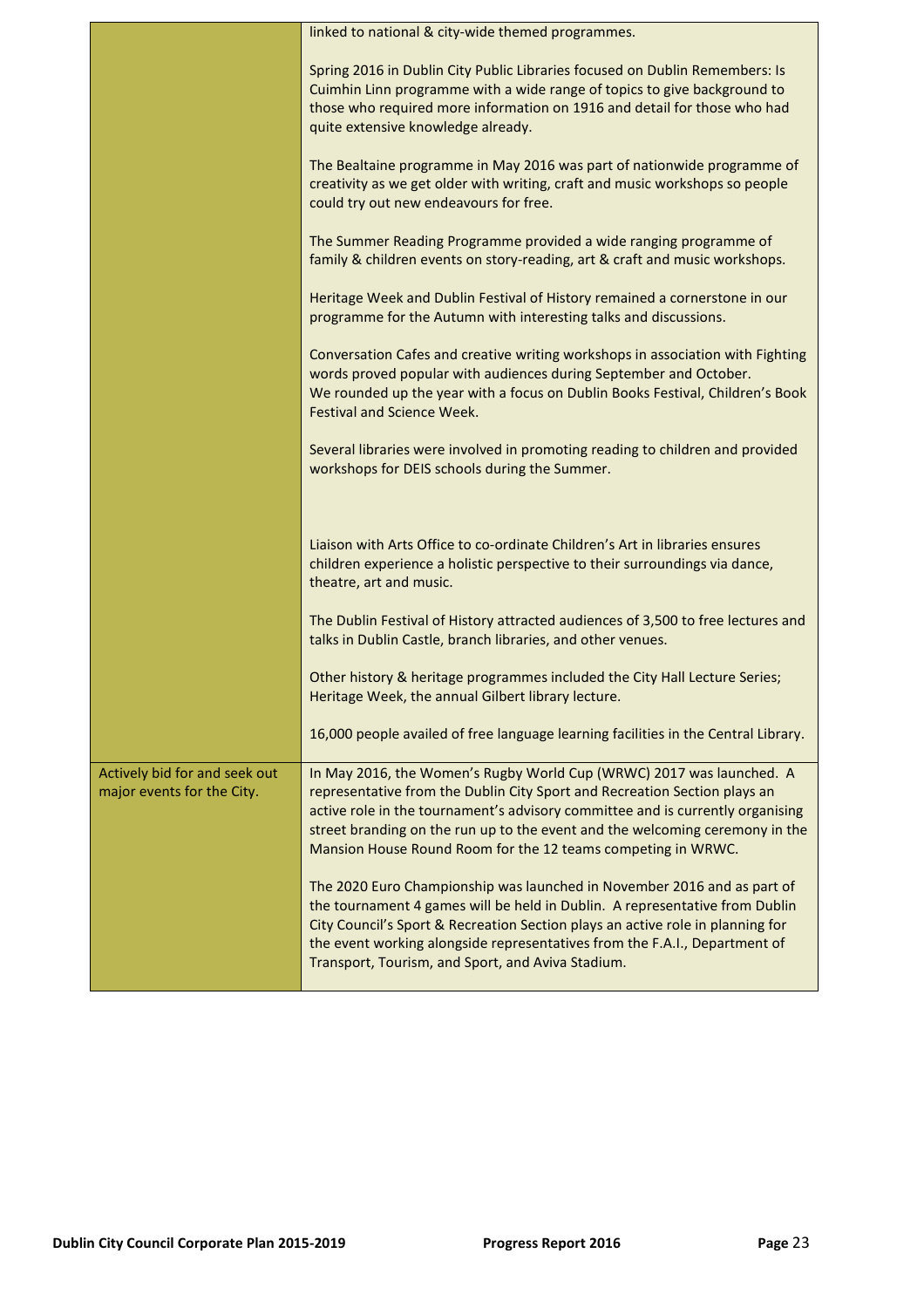| | |
|---|---|
| | linked to national & city-wide themed programmes.<br><br>Spring 2016 in Dublin City Public Libraries focused on Dublin Remembers: Is Cuimhin Linn programme with a wide range of topics to give background to those who required more information on 1916 and detail for those who had quite extensive knowledge already.<br><br>The Bealtaine programme in May 2016 was part of nationwide programme of creativity as we get older with writing, craft and music workshops so people could try out new endeavours for free.<br><br>The Summer Reading Programme provided a wide ranging programme of family & children events on story-reading, art & craft and music workshops.<br><br>Heritage Week and Dublin Festival of History remained a cornerstone in our programme for the Autumn with interesting talks and discussions.<br><br>Conversation Cafes and creative writing workshops in association with Fighting words proved popular with audiences during September and October.<br>We rounded up the year with a focus on Dublin Books Festival, Children's Book Festival and Science Week.<br><br>Several libraries were involved in promoting reading to children and provided workshops for DEIS schools during the Summer.<br><br>Liaison with Arts Office to co-ordinate Children's Art in libraries ensures children experience a holistic perspective to their surroundings via dance, theatre, art and music.<br><br>The Dublin Festival of History attracted audiences of 3,500 to free lectures and talks in Dublin Castle, branch libraries, and other venues.<br><br>Other history & heritage programmes included the City Hall Lecture Series; Heritage Week, the annual Gilbert library lecture.<br><br>16,000 people availed of free language learning facilities in the Central Library. |
| Actively bid for and seek out major events for the City. | In May 2016, the Women's Rugby World Cup (WRWC) 2017 was launched. A representative from the Dublin City Sport and Recreation Section plays an active role in the tournament's advisory committee and is currently organising street branding on the run up to the event and the welcoming ceremony in the Mansion House Round Room for the 12 teams competing in WRWC.<br><br>The 2020 Euro Championship was launched in November 2016 and as part of the tournament 4 games will be held in Dublin. A representative from Dublin City Council's Sport & Recreation Section plays an active role in planning for the event working alongside representatives from the F.A.I., Department of Transport, Tourism, and Sport, and Aviva Stadium. |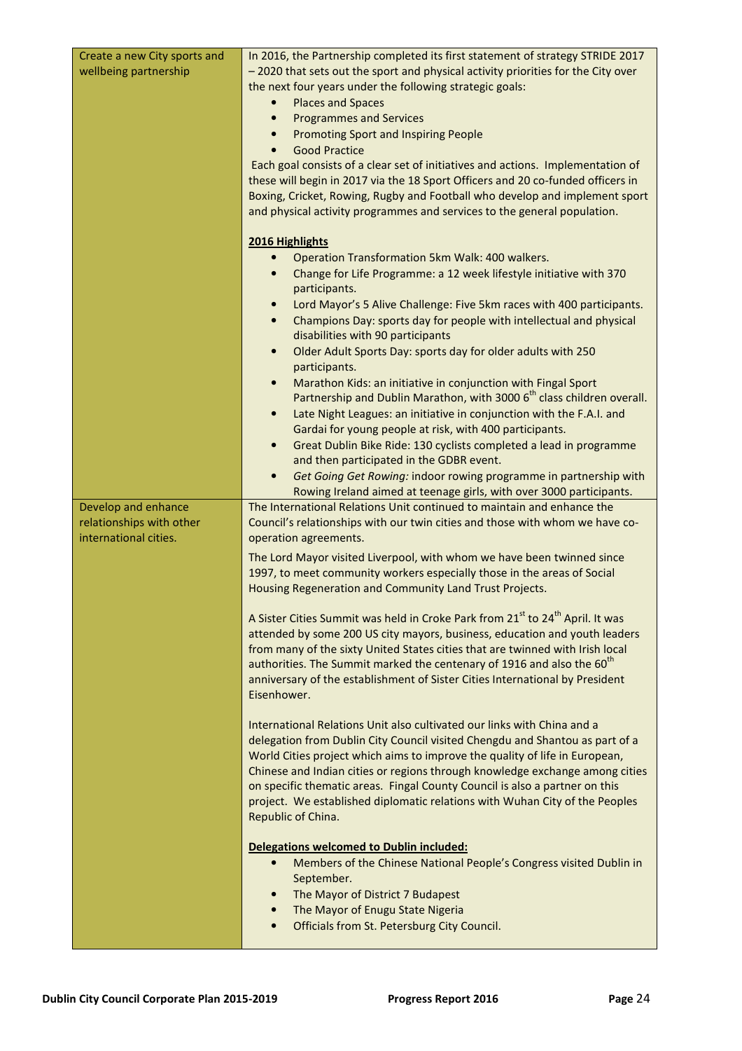| | |
|---|---|
| Create a new City sports and wellbeing partnership | In 2016, the Partnership completed its first statement of strategy STRIDE 2017 – 2020 that sets out the sport and physical activity priorities for the City over the next four years under the following strategic goals:<br>• Places and Spaces<br>• Programmes and Services<br>• Promoting Sport and Inspiring People<br>• Good Practice<br>Each goal consists of a clear set of initiatives and actions. Implementation of these will begin in 2017 via the 18 Sport Officers and 20 co-funded officers in Boxing, Cricket, Rowing, Rugby and Football who develop and implement sport and physical activity programmes and services to the general population.<br><br>**2016 Highlights**<br>• Operation Transformation 5km Walk: 400 walkers.<br>• Change for Life Programme: a 12 week lifestyle initiative with 370 participants.<br>• Lord Mayor's 5 Alive Challenge: Five 5km races with 400 participants.<br>• Champions Day: sports day for people with intellectual and physical disabilities with 90 participants<br>• Older Adult Sports Day: sports day for older adults with 250 participants.<br>• Marathon Kids: an initiative in conjunction with Fingal Sport Partnership and Dublin Marathon, with 3000 6th class children overall.<br>• Late Night Leagues: an initiative in conjunction with the F.A.I. and Gardai for young people at risk, with 400 participants.<br>• Great Dublin Bike Ride: 130 cyclists completed a lead in programme and then participated in the GDBR event.<br>• *Get Going Get Rowing:* indoor rowing programme in partnership with Rowing Ireland aimed at teenage girls, with over 3000 participants. |
| Develop and enhance relationships with other international cities. | The International Relations Unit continued to maintain and enhance the Council's relationships with our twin cities and those with whom we have co-operation agreements.<br><br>The Lord Mayor visited Liverpool, with whom we have been twinned since 1997, to meet community workers especially those in the areas of Social Housing Regeneration and Community Land Trust Projects.<br><br>A Sister Cities Summit was held in Croke Park from 21st to 24th April. It was attended by some 200 US city mayors, business, education and youth leaders from many of the sixty United States cities that are twinned with Irish local authorities. The Summit marked the centenary of 1916 and also the 60th anniversary of the establishment of Sister Cities International by President Eisenhower.<br><br>International Relations Unit also cultivated our links with China and a delegation from Dublin City Council visited Chengdu and Shantou as part of a World Cities project which aims to improve the quality of life in European, Chinese and Indian cities or regions through knowledge exchange among cities on specific thematic areas. Fingal County Council is also a partner on this project. We established diplomatic relations with Wuhan City of the Peoples Republic of China.<br><br>**Delegations welcomed to Dublin included:**<br>• Members of the Chinese National People's Congress visited Dublin in September.<br>• The Mayor of District 7 Budapest<br>• The Mayor of Enugu State Nigeria<br>• Officials from St. Petersburg City Council. |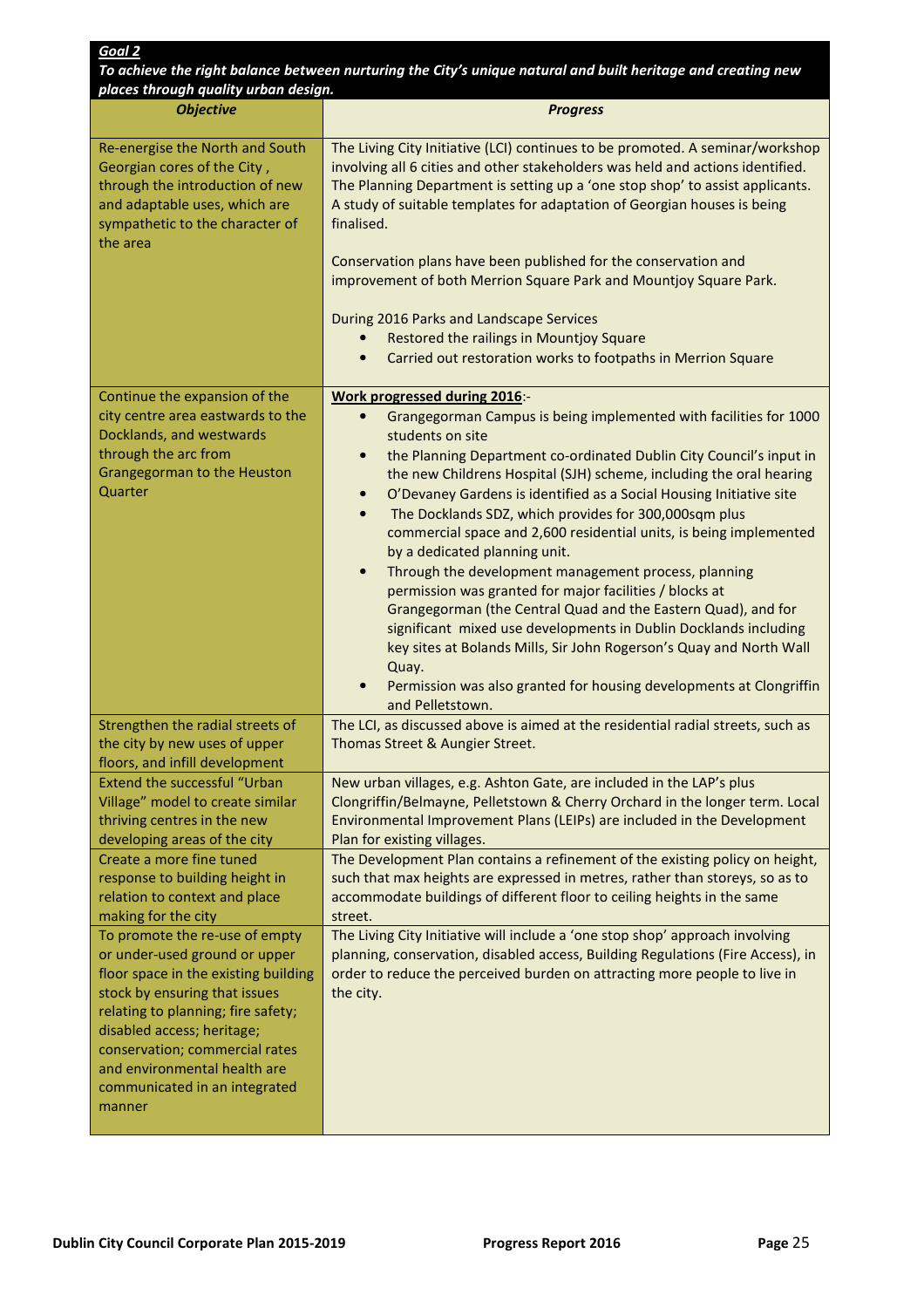***Goal 2***

***To achieve the right balance between nurturing the City's unique natural and built heritage and creating new places through quality urban design.***

| ***Objective*** | ***Progress*** |
|---|---|
| Re-energise the North and South Georgian cores of the City , through the introduction of new and adaptable uses, which are sympathetic to the character of the area | The Living City Initiative (LCI) continues to be promoted. A seminar/workshop involving all 6 cities and other stakeholders was held and actions identified. The Planning Department is setting up a 'one stop shop' to assist applicants. A study of suitable templates for adaptation of Georgian houses is being finalised.<br><br>Conservation plans have been published for the conservation and improvement of both Merrion Square Park and Mountjoy Square Park.<br><br>During 2016 Parks and Landscape Services<br>• Restored the railings in Mountjoy Square<br>• Carried out restoration works to footpaths in Merrion Square |
| Continue the expansion of the city centre area eastwards to the Docklands, and westwards through the arc from Grangegorman to the Heuston Quarter | **Work progressed during 2016**:-<br>• Grangegorman Campus is being implemented with facilities for 1000 students on site<br>• the Planning Department co-ordinated Dublin City Council's input in the new Childrens Hospital (SJH) scheme, including the oral hearing<br>• O'Devaney Gardens is identified as a Social Housing Initiative site<br>• The Docklands SDZ, which provides for 300,000sqm plus commercial space and 2,600 residential units, is being implemented by a dedicated planning unit.<br>• Through the development management process, planning permission was granted for major facilities / blocks at Grangegorman (the Central Quad and the Eastern Quad), and for significant mixed use developments in Dublin Docklands including key sites at Bolands Mills, Sir John Rogerson's Quay and North Wall Quay.<br>• Permission was also granted for housing developments at Clongriffin and Pelletstown. |
| Strengthen the radial streets of the city by new uses of upper floors, and infill development | The LCI, as discussed above is aimed at the residential radial streets, such as Thomas Street & Aungier Street. |
| Extend the successful "Urban Village" model to create similar thriving centres in the new developing areas of the city | New urban villages, e.g. Ashton Gate, are included in the LAP's plus Clongriffin/Belmayne, Pelletstown & Cherry Orchard in the longer term. Local Environmental Improvement Plans (LEIPs) are included in the Development Plan for existing villages. |
| Create a more fine tuned response to building height in relation to context and place making for the city | The Development Plan contains a refinement of the existing policy on height, such that max heights are expressed in metres, rather than storeys, so as to accommodate buildings of different floor to ceiling heights in the same street. |
| To promote the re-use of empty or under-used ground or upper floor space in the existing building stock by ensuring that issues relating to planning; fire safety; disabled access; heritage; conservation; commercial rates and environmental health are communicated in an integrated manner | The Living City Initiative will include a 'one stop shop' approach involving planning, conservation, disabled access, Building Regulations (Fire Access), in order to reduce the perceived burden on attracting more people to live in the city. |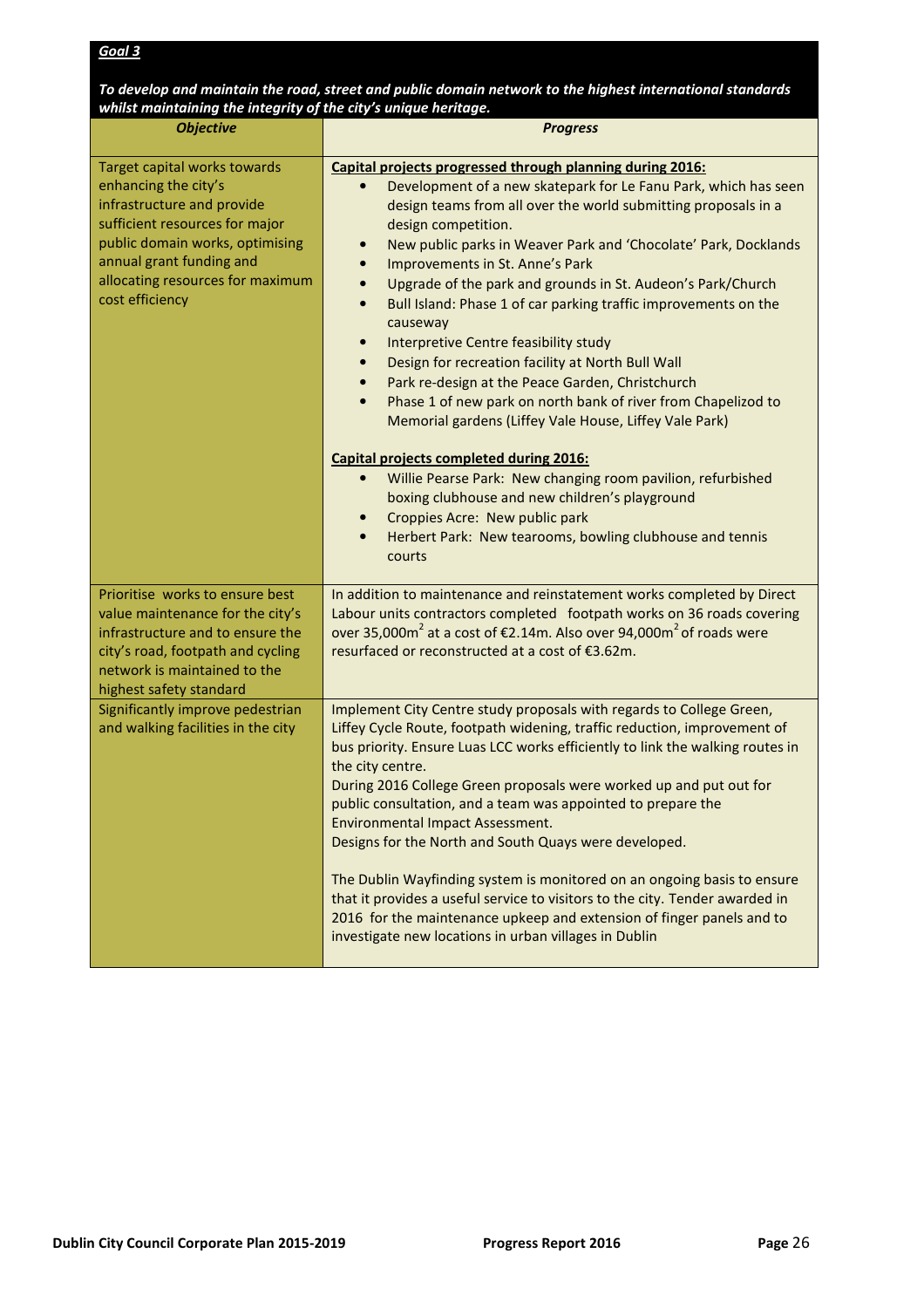***Goal 3***

***To develop and maintain the road, street and public domain network to the highest international standards whilst maintaining the integrity of the city's unique heritage.***

| ***Objective*** | ***Progress*** |
|---|---|
| Target capital works towards enhancing the city's infrastructure and provide sufficient resources for major public domain works, optimising annual grant funding and allocating resources for maximum cost efficiency | **Capital projects progressed through planning during 2016:**<br>• Development of a new skatepark for Le Fanu Park, which has seen design teams from all over the world submitting proposals in a design competition.<br>• New public parks in Weaver Park and 'Chocolate' Park, Docklands<br>• Improvements in St. Anne's Park<br>• Upgrade of the park and grounds in St. Audeon's Park/Church<br>• Bull Island: Phase 1 of car parking traffic improvements on the causeway<br>• Interpretive Centre feasibility study<br>• Design for recreation facility at North Bull Wall<br>• Park re-design at the Peace Garden, Christchurch<br>• Phase 1 of new park on north bank of river from Chapelizod to Memorial gardens (Liffey Vale House, Liffey Vale Park)<br><br>**Capital projects completed during 2016:**<br>• Willie Pearse Park: New changing room pavilion, refurbished boxing clubhouse and new children's playground<br>• Croppies Acre: New public park<br>• Herbert Park: New tearooms, bowling clubhouse and tennis courts |
| Prioritise works to ensure best value maintenance for the city's infrastructure and to ensure the city's road, footpath and cycling network is maintained to the highest safety standard | In addition to maintenance and reinstatement works completed by Direct Labour units contractors completed footpath works on 36 roads covering over 35,000m$^2$ at a cost of €2.14m. Also over 94,000m$^2$ of roads were resurfaced or reconstructed at a cost of €3.62m. |
| Significantly improve pedestrian and walking facilities in the city | Implement City Centre study proposals with regards to College Green, Liffey Cycle Route, footpath widening, traffic reduction, improvement of bus priority. Ensure Luas LCC works efficiently to link the walking routes in the city centre.<br>During 2016 College Green proposals were worked up and put out for public consultation, and a team was appointed to prepare the Environmental Impact Assessment.<br>Designs for the North and South Quays were developed.<br><br>The Dublin Wayfinding system is monitored on an ongoing basis to ensure that it provides a useful service to visitors to the city. Tender awarded in 2016 for the maintenance upkeep and extension of finger panels and to investigate new locations in urban villages in Dublin |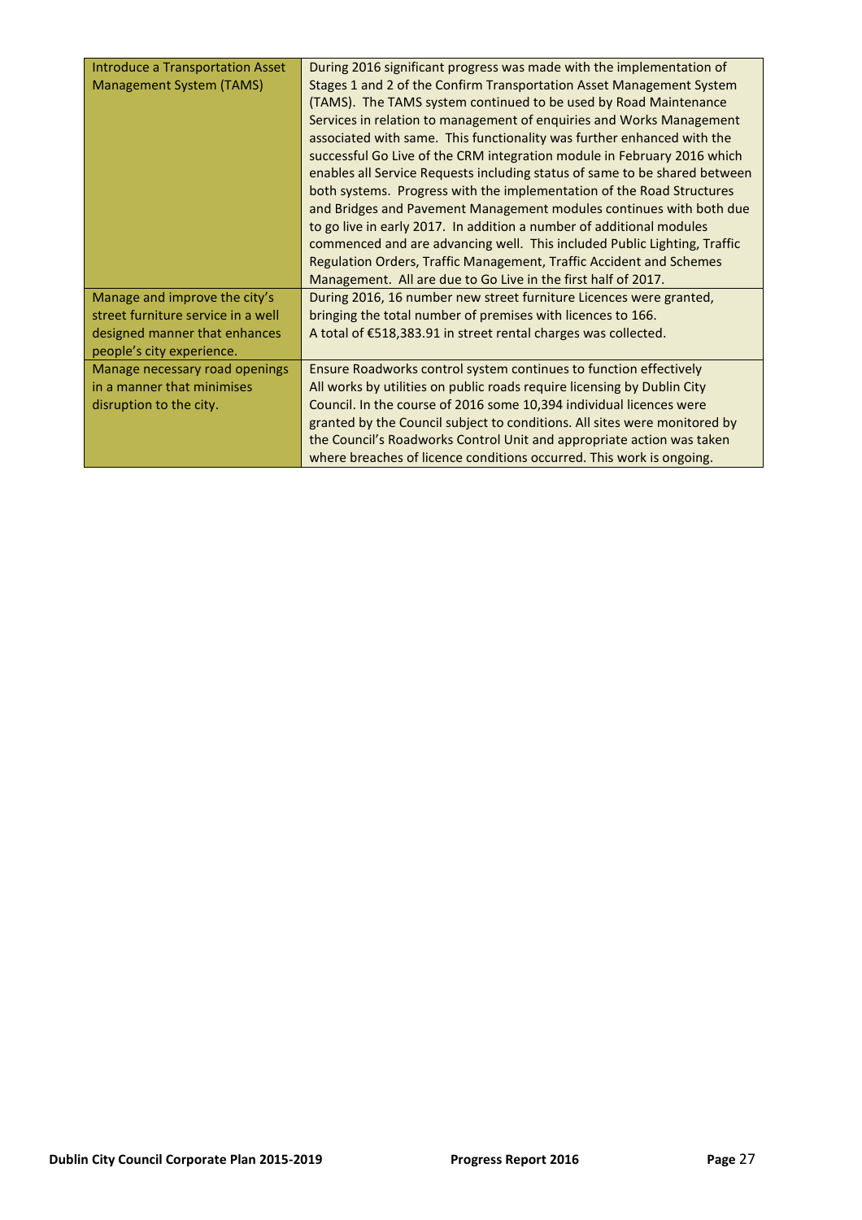| | |
|---|---|
| Introduce a Transportation Asset Management System (TAMS) | During 2016 significant progress was made with the implementation of Stages 1 and 2 of the Confirm Transportation Asset Management System (TAMS). The TAMS system continued to be used by Road Maintenance Services in relation to management of enquiries and Works Management associated with same. This functionality was further enhanced with the successful Go Live of the CRM integration module in February 2016 which enables all Service Requests including status of same to be shared between both systems. Progress with the implementation of the Road Structures and Bridges and Pavement Management modules continues with both due to go live in early 2017. In addition a number of additional modules commenced and are advancing well. This included Public Lighting, Traffic Regulation Orders, Traffic Management, Traffic Accident and Schemes Management. All are due to Go Live in the first half of 2017. |
| Manage and improve the city's street furniture service in a well designed manner that enhances people's city experience. | During 2016, 16 number new street furniture Licences were granted, bringing the total number of premises with licences to 166.<br>A total of €518,383.91 in street rental charges was collected. |
| Manage necessary road openings in a manner that minimises disruption to the city. | Ensure Roadworks control system continues to function effectively<br>All works by utilities on public roads require licensing by Dublin City Council. In the course of 2016 some 10,394 individual licences were granted by the Council subject to conditions. All sites were monitored by the Council's Roadworks Control Unit and appropriate action was taken where breaches of licence conditions occurred. This work is ongoing. |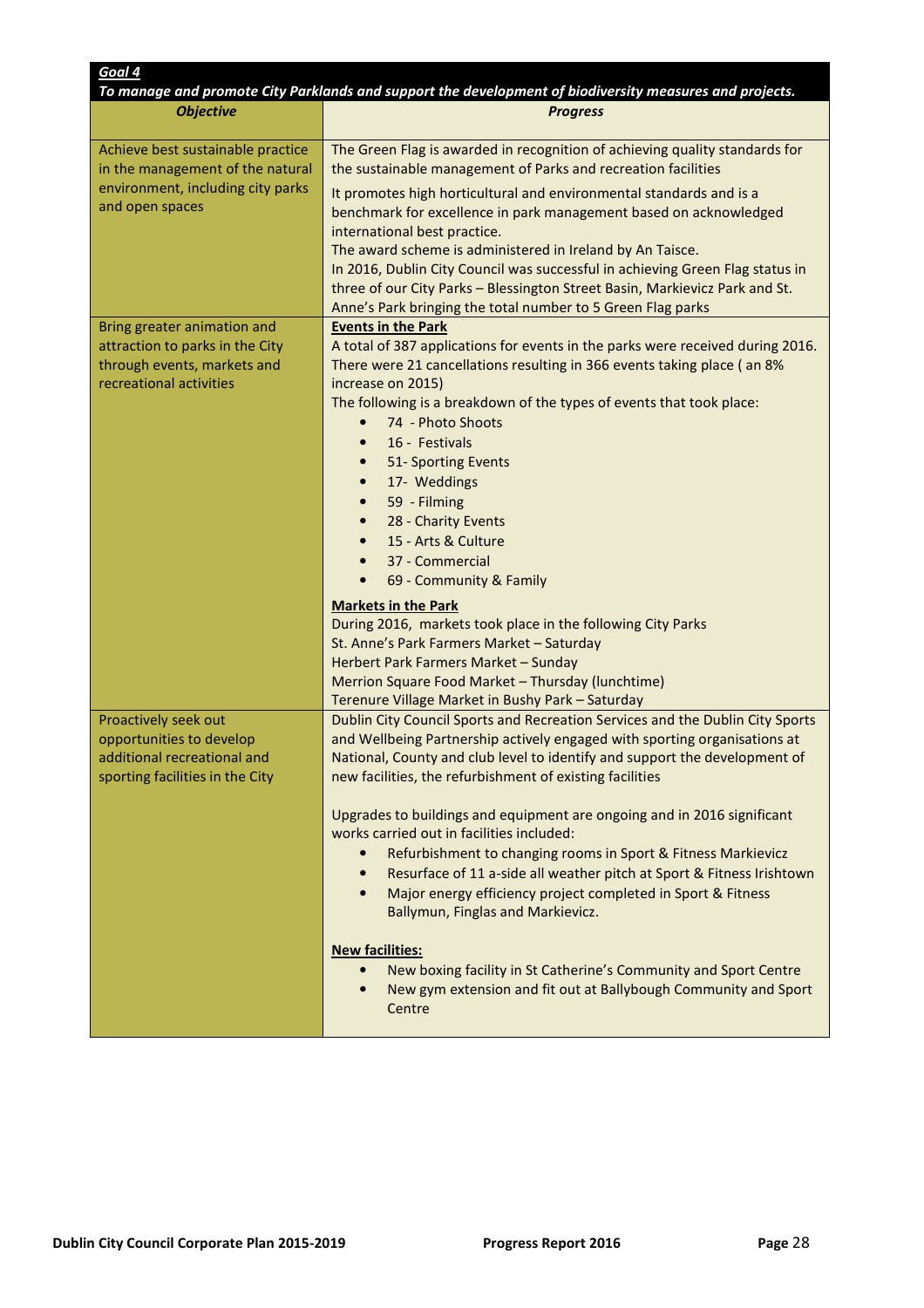***Goal 4***

***To manage and promote City Parklands and support the development of biodiversity measures and projects.***

| ***Objective*** | ***Progress*** |
|---|---|
| Achieve best sustainable practice in the management of the natural environment, including city parks and open spaces | The Green Flag is awarded in recognition of achieving quality standards for the sustainable management of Parks and recreation facilities<br><br>It promotes high horticultural and environmental standards and is a benchmark for excellence in park management based on acknowledged international best practice.<br>The award scheme is administered in Ireland by An Taisce.<br>In 2016, Dublin City Council was successful in achieving Green Flag status in three of our City Parks – Blessington Street Basin, Markievicz Park and St. Anne's Park bringing the total number to 5 Green Flag parks |
| Bring greater animation and attraction to parks in the City through events, markets and recreational activities | **Events in the Park**<br>A total of 387 applications for events in the parks were received during 2016. There were 21 cancellations resulting in 366 events taking place ( an 8% increase on 2015)<br>The following is a breakdown of the types of events that took place:<br>• 74 - Photo Shoots<br>• 16 - Festivals<br>• 51- Sporting Events<br>• 17- Weddings<br>• 59 - Filming<br>• 28 - Charity Events<br>• 15 - Arts & Culture<br>• 37 - Commercial<br>• 69 - Community & Family<br><br>**Markets in the Park**<br>During 2016, markets took place in the following City Parks<br>St. Anne's Park Farmers Market – Saturday<br>Herbert Park Farmers Market – Sunday<br>Merrion Square Food Market – Thursday (lunchtime)<br>Terenure Village Market in Bushy Park – Saturday |
| Proactively seek out opportunities to develop additional recreational and sporting facilities in the City | Dublin City Council Sports and Recreation Services and the Dublin City Sports and Wellbeing Partnership actively engaged with sporting organisations at National, County and club level to identify and support the development of new facilities, the refurbishment of existing facilities<br><br>Upgrades to buildings and equipment are ongoing and in 2016 significant works carried out in facilities included:<br>• Refurbishment to changing rooms in Sport & Fitness Markievicz<br>• Resurface of 11 a-side all weather pitch at Sport & Fitness Irishtown<br>• Major energy efficiency project completed in Sport & Fitness Ballymun, Finglas and Markievicz.<br><br>**New facilities:**<br>• New boxing facility in St Catherine's Community and Sport Centre<br>• New gym extension and fit out at Ballybough Community and Sport Centre |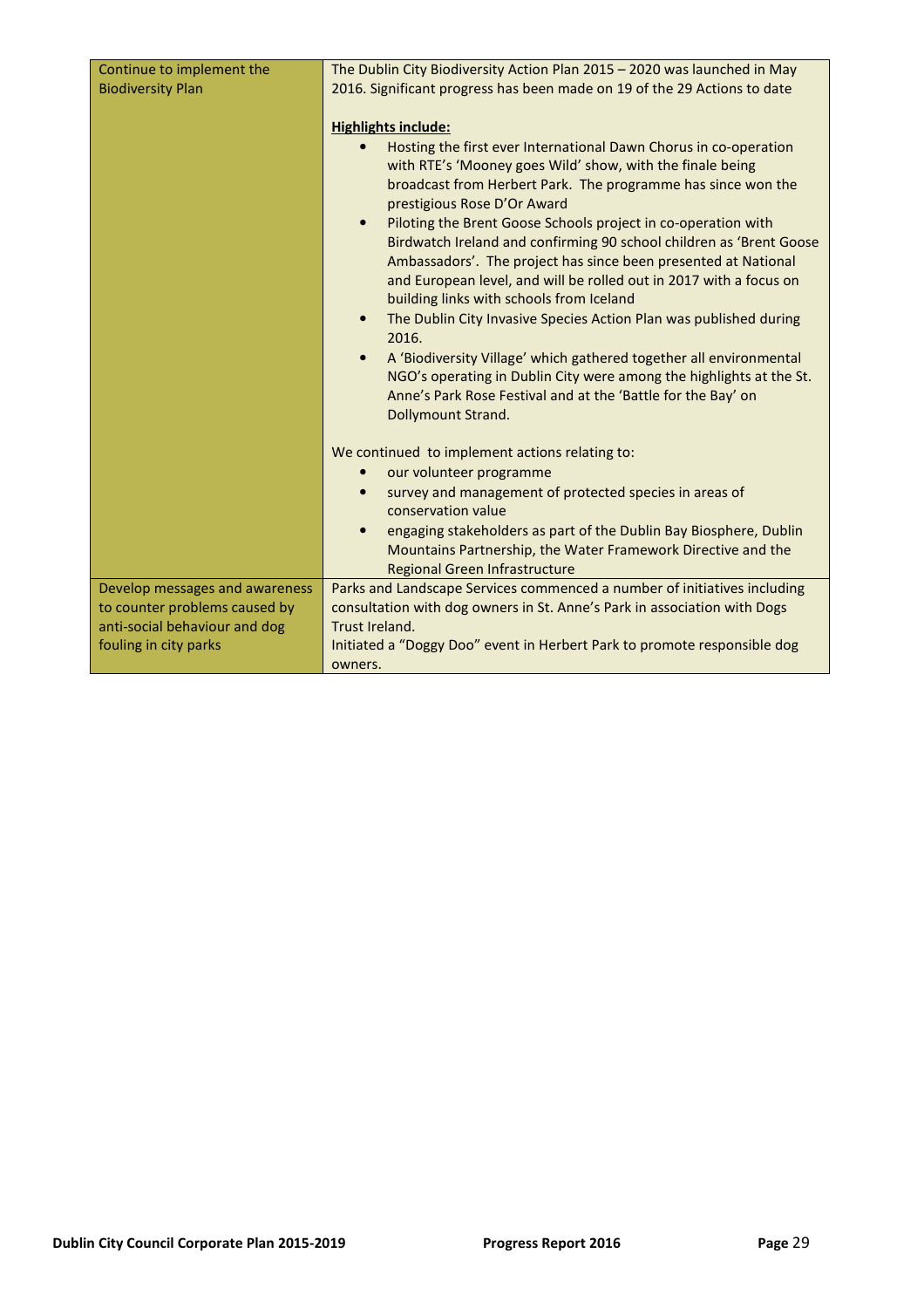| | |
|---|---|
| Continue to implement the Biodiversity Plan | The Dublin City Biodiversity Action Plan 2015 – 2020 was launched in May 2016. Significant progress has been made on 19 of the 29 Actions to date<br><br>**Highlights include:**<br>• Hosting the first ever International Dawn Chorus in co-operation with RTE's 'Mooney goes Wild' show, with the finale being broadcast from Herbert Park. The programme has since won the prestigious Rose D'Or Award<br>• Piloting the Brent Goose Schools project in co-operation with Birdwatch Ireland and confirming 90 school children as 'Brent Goose Ambassadors'. The project has since been presented at National and European level, and will be rolled out in 2017 with a focus on building links with schools from Iceland<br>• The Dublin City Invasive Species Action Plan was published during 2016.<br>• A 'Biodiversity Village' which gathered together all environmental NGO's operating in Dublin City were among the highlights at the St. Anne's Park Rose Festival and at the 'Battle for the Bay' on Dollymount Strand.<br><br>We continued to implement actions relating to:<br>• our volunteer programme<br>• survey and management of protected species in areas of conservation value<br>• engaging stakeholders as part of the Dublin Bay Biosphere, Dublin Mountains Partnership, the Water Framework Directive and the Regional Green Infrastructure |
| Develop messages and awareness to counter problems caused by anti-social behaviour and dog fouling in city parks | Parks and Landscape Services commenced a number of initiatives including consultation with dog owners in St. Anne's Park in association with Dogs Trust Ireland.<br>Initiated a "Doggy Doo" event in Herbert Park to promote responsible dog owners. |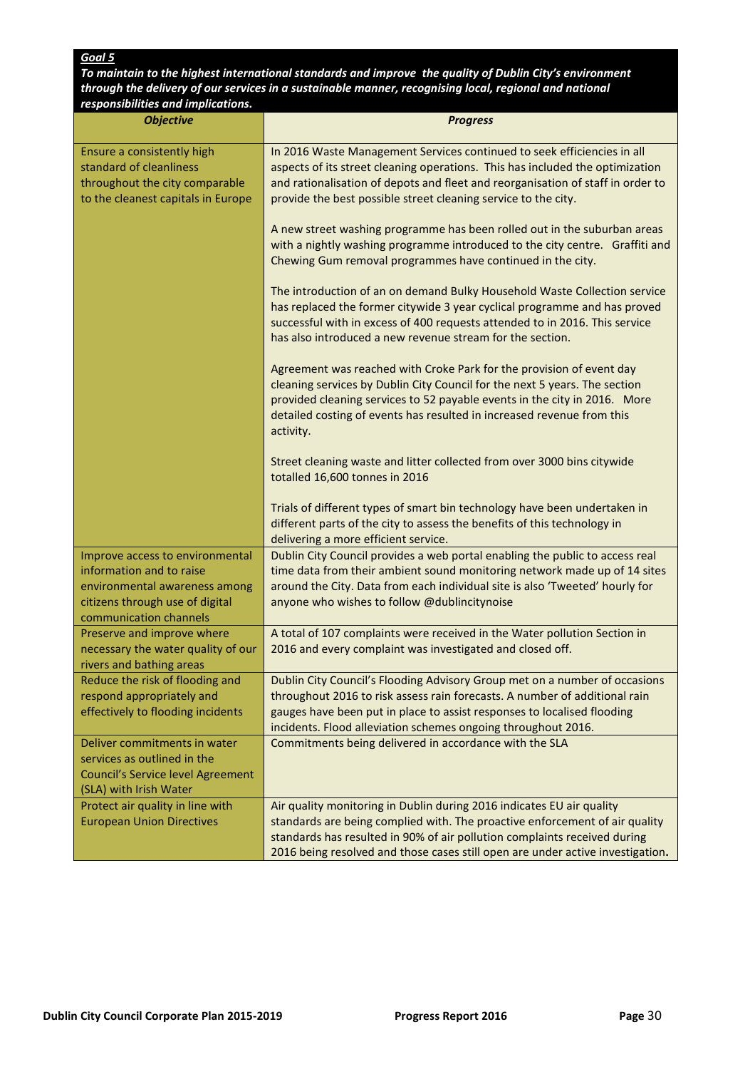***Goal 5***

***To maintain to the highest international standards and improve the quality of Dublin City's environment through the delivery of our services in a sustainable manner, recognising local, regional and national responsibilities and implications.***

| *Objective* | *Progress* |
|---|---|
| Ensure a consistently high standard of cleanliness throughout the city comparable to the cleanest capitals in Europe | In 2016 Waste Management Services continued to seek efficiencies in all aspects of its street cleaning operations. This has included the optimization and rationalisation of depots and fleet and reorganisation of staff in order to provide the best possible street cleaning service to the city.<br><br>A new street washing programme has been rolled out in the suburban areas with a nightly washing programme introduced to the city centre. Graffiti and Chewing Gum removal programmes have continued in the city.<br><br>The introduction of an on demand Bulky Household Waste Collection service has replaced the former citywide 3 year cyclical programme and has proved successful with in excess of 400 requests attended to in 2016. This service has also introduced a new revenue stream for the section.<br><br>Agreement was reached with Croke Park for the provision of event day cleaning services by Dublin City Council for the next 5 years. The section provided cleaning services to 52 payable events in the city in 2016. More detailed costing of events has resulted in increased revenue from this activity.<br><br>Street cleaning waste and litter collected from over 3000 bins citywide totalled 16,600 tonnes in 2016<br><br>Trials of different types of smart bin technology have been undertaken in different parts of the city to assess the benefits of this technology in delivering a more efficient service. |
| Improve access to environmental information and to raise environmental awareness among citizens through use of digital communication channels | Dublin City Council provides a web portal enabling the public to access real time data from their ambient sound monitoring network made up of 14 sites around the City. Data from each individual site is also 'Tweeted' hourly for anyone who wishes to follow @dublincitynoise |
| Preserve and improve where necessary the water quality of our rivers and bathing areas | A total of 107 complaints were received in the Water pollution Section in 2016 and every complaint was investigated and closed off. |
| Reduce the risk of flooding and respond appropriately and effectively to flooding incidents | Dublin City Council's Flooding Advisory Group met on a number of occasions throughout 2016 to risk assess rain forecasts. A number of additional rain gauges have been put in place to assist responses to localised flooding incidents. Flood alleviation schemes ongoing throughout 2016. |
| Deliver commitments in water services as outlined in the Council's Service level Agreement (SLA) with Irish Water | Commitments being delivered in accordance with the SLA |
| Protect air quality in line with European Union Directives | Air quality monitoring in Dublin during 2016 indicates EU air quality standards are being complied with. The proactive enforcement of air quality standards has resulted in 90% of air pollution complaints received during 2016 being resolved and those cases still open are under active investigation. |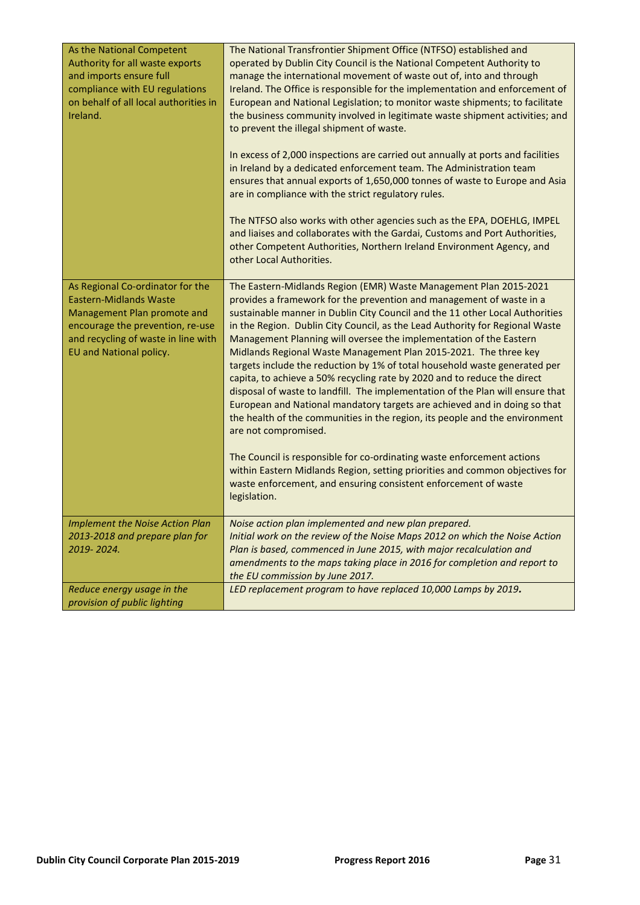| | |
|---|---|
| As the National Competent Authority for all waste exports and imports ensure full compliance with EU regulations on behalf of all local authorities in Ireland. | The National Transfrontier Shipment Office (NTFSO) established and operated by Dublin City Council is the National Competent Authority to manage the international movement of waste out of, into and through Ireland. The Office is responsible for the implementation and enforcement of European and National Legislation; to monitor waste shipments; to facilitate the business community involved in legitimate waste shipment activities; and to prevent the illegal shipment of waste.<br><br>In excess of 2,000 inspections are carried out annually at ports and facilities in Ireland by a dedicated enforcement team. The Administration team ensures that annual exports of 1,650,000 tonnes of waste to Europe and Asia are in compliance with the strict regulatory rules.<br><br>The NTFSO also works with other agencies such as the EPA, DOEHLG, IMPEL and liaises and collaborates with the Gardai, Customs and Port Authorities, other Competent Authorities, Northern Ireland Environment Agency, and other Local Authorities. |
| As Regional Co-ordinator for the Eastern-Midlands Waste Management Plan promote and encourage the prevention, re-use and recycling of waste in line with EU and National policy. | The Eastern-Midlands Region (EMR) Waste Management Plan 2015-2021 provides a framework for the prevention and management of waste in a sustainable manner in Dublin City Council and the 11 other Local Authorities in the Region. Dublin City Council, as the Lead Authority for Regional Waste Management Planning will oversee the implementation of the Eastern Midlands Regional Waste Management Plan 2015-2021. The three key targets include the reduction by 1% of total household waste generated per capita, to achieve a 50% recycling rate by 2020 and to reduce the direct disposal of waste to landfill. The implementation of the Plan will ensure that European and National mandatory targets are achieved and in doing so that the health of the communities in the region, its people and the environment are not compromised.<br><br>The Council is responsible for co-ordinating waste enforcement actions within Eastern Midlands Region, setting priorities and common objectives for waste enforcement, and ensuring consistent enforcement of waste legislation. |
| *Implement the Noise Action Plan 2013-2018 and prepare plan for 2019- 2024.* | *Noise action plan implemented and new plan prepared.*<br>*Initial work on the review of the Noise Maps 2012 on which the Noise Action Plan is based, commenced in June 2015, with major recalculation and amendments to the maps taking place in 2016 for completion and report to the EU commission by June 2017.* |
| *Reduce energy usage in the provision of public lighting* | *LED replacement program to have replaced 10,000 Lamps by 2019.* |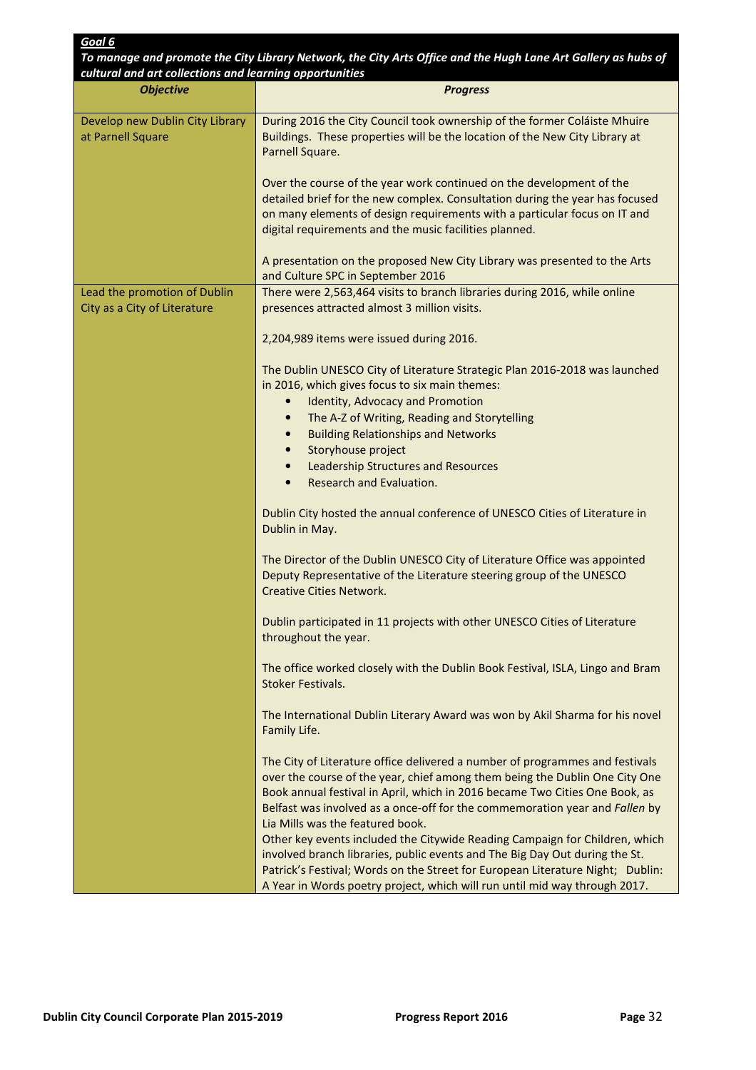***Goal 6***

***To manage and promote the City Library Network, the City Arts Office and the Hugh Lane Art Gallery as hubs of cultural and art collections and learning opportunities***

| *Objective* | *Progress* |
|---|---|
| Develop new Dublin City Library at Parnell Square | During 2016 the City Council took ownership of the former Coláiste Mhuire Buildings. These properties will be the location of the New City Library at Parnell Square.<br><br>Over the course of the year work continued on the development of the detailed brief for the new complex. Consultation during the year has focused on many elements of design requirements with a particular focus on IT and digital requirements and the music facilities planned.<br><br>A presentation on the proposed New City Library was presented to the Arts and Culture SPC in September 2016 |
| Lead the promotion of Dublin City as a City of Literature | There were 2,563,464 visits to branch libraries during 2016, while online presences attracted almost 3 million visits.<br><br>2,204,989 items were issued during 2016.<br><br>The Dublin UNESCO City of Literature Strategic Plan 2016-2018 was launched in 2016, which gives focus to six main themes:<br>• Identity, Advocacy and Promotion<br>• The A-Z of Writing, Reading and Storytelling<br>• Building Relationships and Networks<br>• Storyhouse project<br>• Leadership Structures and Resources<br>• Research and Evaluation.<br><br>Dublin City hosted the annual conference of UNESCO Cities of Literature in Dublin in May.<br><br>The Director of the Dublin UNESCO City of Literature Office was appointed Deputy Representative of the Literature steering group of the UNESCO Creative Cities Network.<br><br>Dublin participated in 11 projects with other UNESCO Cities of Literature throughout the year.<br><br>The office worked closely with the Dublin Book Festival, ISLA, Lingo and Bram Stoker Festivals.<br><br>The International Dublin Literary Award was won by Akil Sharma for his novel Family Life.<br><br>The City of Literature office delivered a number of programmes and festivals over the course of the year, chief among them being the Dublin One City One Book annual festival in April, which in 2016 became Two Cities One Book, as Belfast was involved as a once-off for the commemoration year and *Fallen* by Lia Mills was the featured book.<br>Other key events included the Citywide Reading Campaign for Children, which involved branch libraries, public events and The Big Day Out during the St. Patrick's Festival; Words on the Street for European Literature Night; Dublin: A Year in Words poetry project, which will run until mid way through 2017. |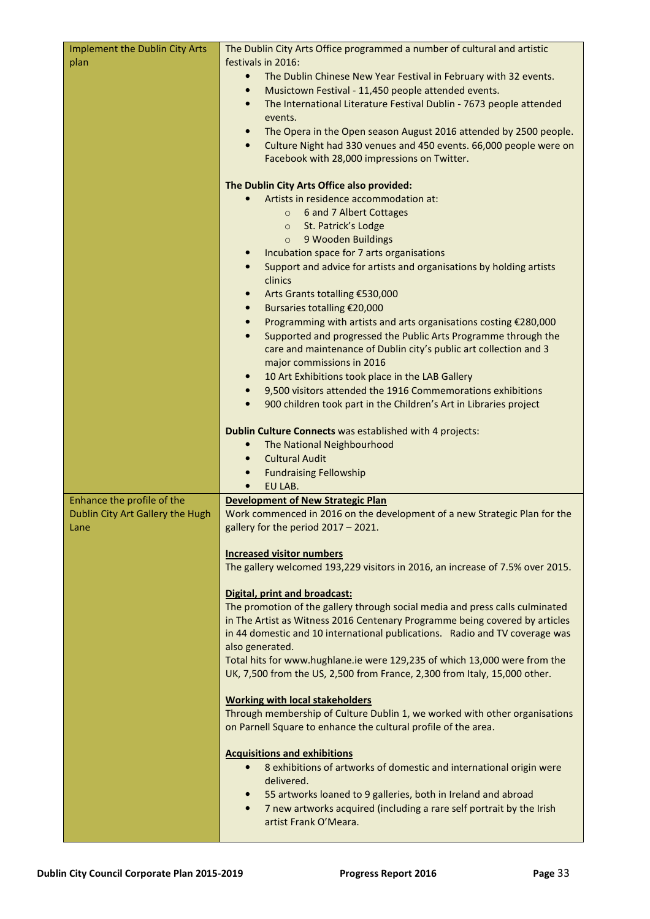| | |
|---|---|
| Implement the Dublin City Arts plan | The Dublin City Arts Office programmed a number of cultural and artistic festivals in 2016:<br>• The Dublin Chinese New Year Festival in February with 32 events.<br>• Musictown Festival - 11,450 people attended events.<br>• The International Literature Festival Dublin - 7673 people attended events.<br>• The Opera in the Open season August 2016 attended by 2500 people.<br>• Culture Night had 330 venues and 450 events. 66,000 people were on Facebook with 28,000 impressions on Twitter.<br><br>**The Dublin City Arts Office also provided:**<br>• Artists in residence accommodation at:<br>&nbsp;&nbsp;&nbsp;&nbsp;○ 6 and 7 Albert Cottages<br>&nbsp;&nbsp;&nbsp;&nbsp;○ St. Patrick's Lodge<br>&nbsp;&nbsp;&nbsp;&nbsp;○ 9 Wooden Buildings<br>• Incubation space for 7 arts organisations<br>• Support and advice for artists and organisations by holding artists clinics<br>• Arts Grants totalling €530,000<br>• Bursaries totalling €20,000<br>• Programming with artists and arts organisations costing €280,000<br>• Supported and progressed the Public Arts Programme through the care and maintenance of Dublin city's public art collection and 3 major commissions in 2016<br>• 10 Art Exhibitions took place in the LAB Gallery<br>• 9,500 visitors attended the 1916 Commemorations exhibitions<br>• 900 children took part in the Children's Art in Libraries project<br><br>**Dublin Culture Connects** was established with 4 projects:<br>• The National Neighbourhood<br>• Cultural Audit<br>• Fundraising Fellowship<br>• EU LAB. |
| Enhance the profile of the Dublin City Art Gallery the Hugh Lane | **Development of New Strategic Plan**<br>Work commenced in 2016 on the development of a new Strategic Plan for the gallery for the period 2017 – 2021.<br><br>**Increased visitor numbers**<br>The gallery welcomed 193,229 visitors in 2016, an increase of 7.5% over 2015.<br><br>**Digital, print and broadcast:**<br>The promotion of the gallery through social media and press calls culminated in The Artist as Witness 2016 Centenary Programme being covered by articles in 44 domestic and 10 international publications. Radio and TV coverage was also generated.<br>Total hits for www.hughlane.ie were 129,235 of which 13,000 were from the UK, 7,500 from the US, 2,500 from France, 2,300 from Italy, 15,000 other.<br><br>**Working with local stakeholders**<br>Through membership of Culture Dublin 1, we worked with other organisations on Parnell Square to enhance the cultural profile of the area.<br><br>**Acquisitions and exhibitions**<br>• 8 exhibitions of artworks of domestic and international origin were delivered.<br>• 55 artworks loaned to 9 galleries, both in Ireland and abroad<br>• 7 new artworks acquired (including a rare self portrait by the Irish artist Frank O'Meara. |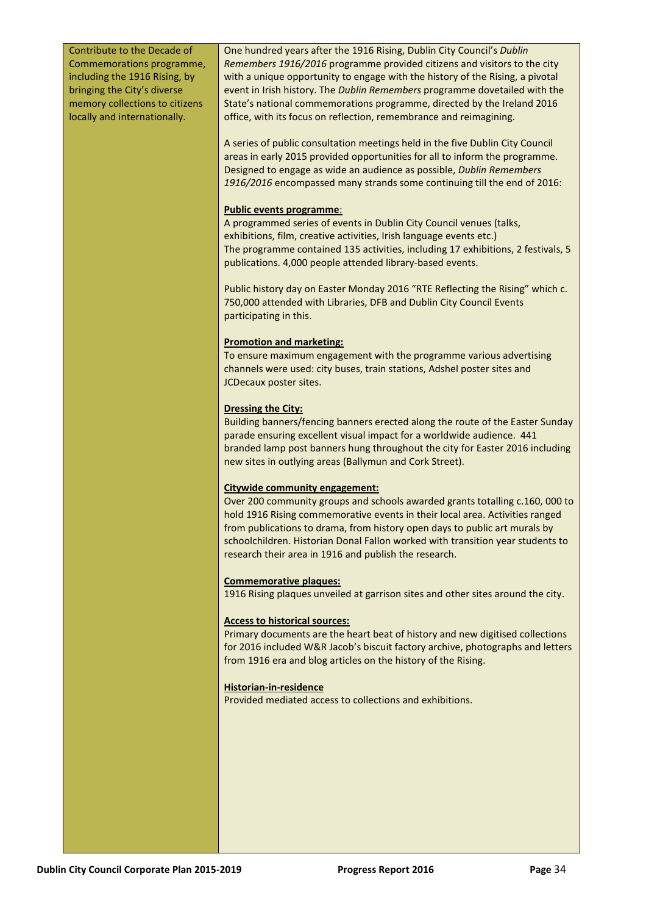| | |
|---|---|
| Contribute to the Decade of Commemorations programme, including the 1916 Rising, by bringing the City's diverse memory collections to citizens locally and internationally. | One hundred years after the 1916 Rising, Dublin City Council's *Dublin Remembers 1916/2016* programme provided citizens and visitors to the city with a unique opportunity to engage with the history of the Rising, a pivotal event in Irish history. The *Dublin Remembers* programme dovetailed with the State's national commemorations programme, directed by the Ireland 2016 office, with its focus on reflection, remembrance and reimagining.<br><br>A series of public consultation meetings held in the five Dublin City Council areas in early 2015 provided opportunities for all to inform the programme. Designed to engage as wide an audience as possible, *Dublin Remembers 1916/2016* encompassed many strands some continuing till the end of 2016:<br><br>**Public events programme**:<br>A programmed series of events in Dublin City Council venues (talks, exhibitions, film, creative activities, Irish language events etc.)<br>The programme contained 135 activities, including 17 exhibitions, 2 festivals, 5 publications. 4,000 people attended library-based events.<br><br>Public history day on Easter Monday 2016 "RTE Reflecting the Rising" which c. 750,000 attended with Libraries, DFB and Dublin City Council Events participating in this.<br><br>**Promotion and marketing:**<br>To ensure maximum engagement with the programme various advertising channels were used: city buses, train stations, Adshel poster sites and JCDecaux poster sites.<br><br>**Dressing the City:**<br>Building banners/fencing banners erected along the route of the Easter Sunday parade ensuring excellent visual impact for a worldwide audience. 441 branded lamp post banners hung throughout the city for Easter 2016 including new sites in outlying areas (Ballymun and Cork Street).<br><br>**Citywide community engagement:**<br>Over 200 community groups and schools awarded grants totalling c.160, 000 to hold 1916 Rising commemorative events in their local area. Activities ranged from publications to drama, from history open days to public art murals by schoolchildren. Historian Donal Fallon worked with transition year students to research their area in 1916 and publish the research.<br><br>**Commemorative plaques:**<br>1916 Rising plaques unveiled at garrison sites and other sites around the city.<br><br>**Access to historical sources:**<br>Primary documents are the heart beat of history and new digitised collections for 2016 included W&R Jacob's biscuit factory archive, photographs and letters from 1916 era and blog articles on the history of the Rising.<br><br>**Historian-in-residence**<br>Provided mediated access to collections and exhibitions. |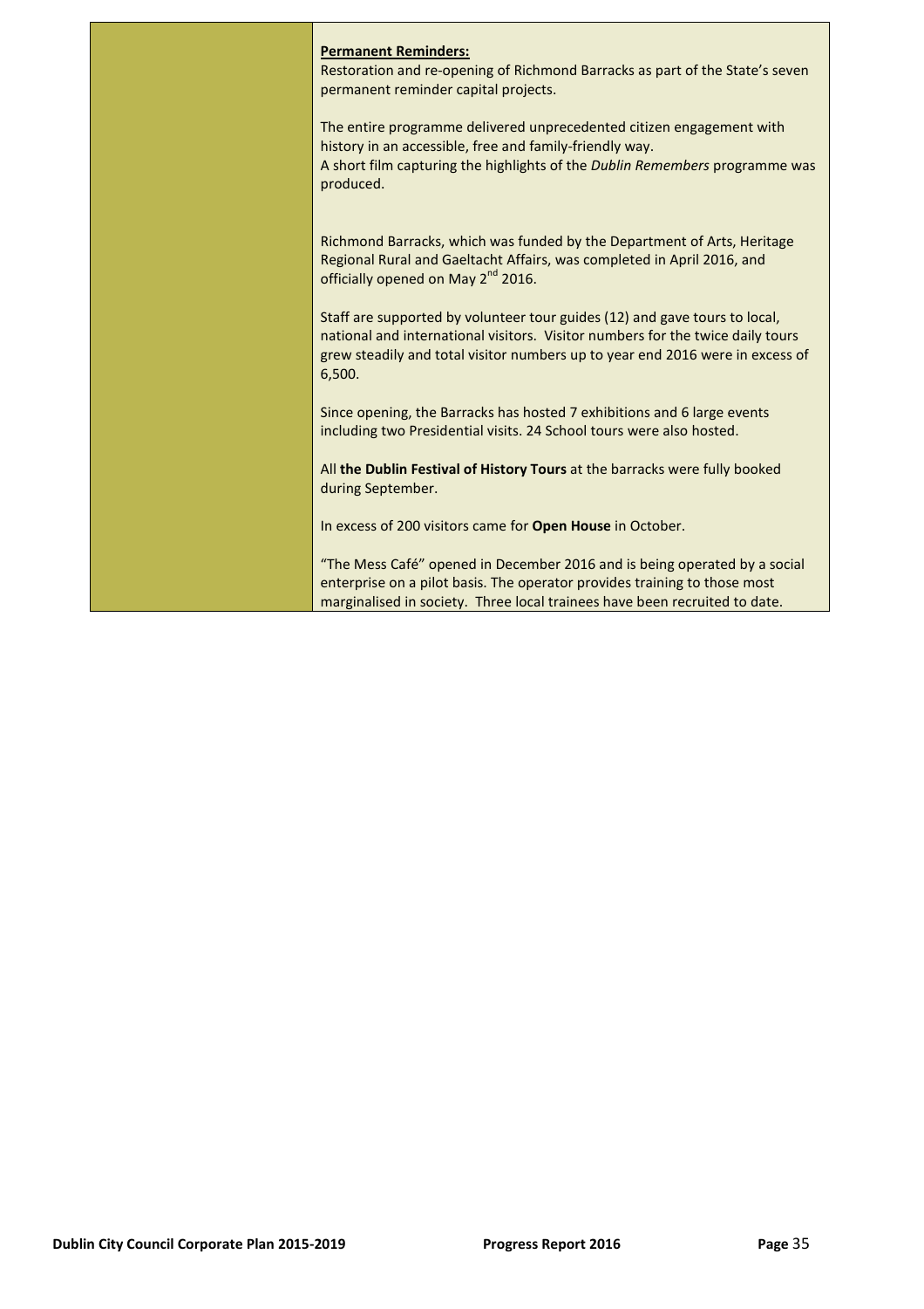| | |
|---|---|
| | **Permanent Reminders:**<br>Restoration and re-opening of Richmond Barracks as part of the State's seven permanent reminder capital projects.<br><br>The entire programme delivered unprecedented citizen engagement with history in an accessible, free and family-friendly way.<br>A short film capturing the highlights of the *Dublin Remembers* programme was produced.<br><br>Richmond Barracks, which was funded by the Department of Arts, Heritage Regional Rural and Gaeltacht Affairs, was completed in April 2016, and officially opened on May 2nd 2016.<br><br>Staff are supported by volunteer tour guides (12) and gave tours to local, national and international visitors. Visitor numbers for the twice daily tours grew steadily and total visitor numbers up to year end 2016 were in excess of 6,500.<br><br>Since opening, the Barracks has hosted 7 exhibitions and 6 large events including two Presidential visits. 24 School tours were also hosted.<br><br>All **the Dublin Festival of History Tours** at the barracks were fully booked during September.<br><br>In excess of 200 visitors came for **Open House** in October.<br><br>"The Mess Café" opened in December 2016 and is being operated by a social enterprise on a pilot basis. The operator provides training to those most marginalised in society. Three local trainees have been recruited to date. |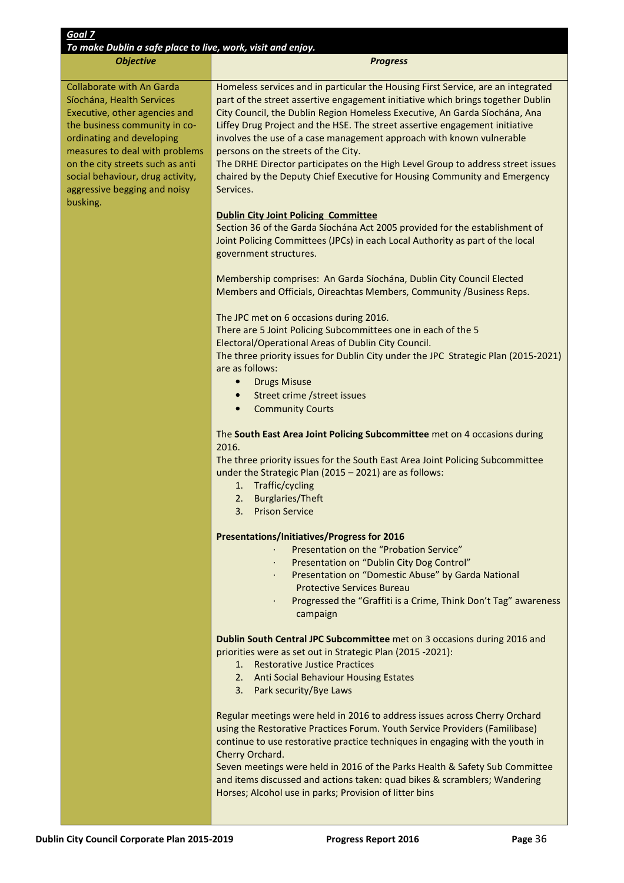| ***Goal 7*** | |
|---|---|
| ***To make Dublin a safe place to live, work, visit and enjoy.*** | |
| ***Objective*** | ***Progress*** |
| Collaborate with An Garda Síochána, Health Services Executive, other agencies and the business community in co-ordinating and developing measures to deal with problems on the city streets such as anti social behaviour, drug activity, aggressive begging and noisy busking. | Homeless services and in particular the Housing First Service, are an integrated part of the street assertive engagement initiative which brings together Dublin City Council, the Dublin Region Homeless Executive, An Garda Síochána, Ana Liffey Drug Project and the HSE. The street assertive engagement initiative involves the use of a case management approach with known vulnerable persons on the streets of the City.<br>The DRHE Director participates on the High Level Group to address street issues chaired by the Deputy Chief Executive for Housing Community and Emergency Services.<br><br>**<u>Dublin City Joint Policing Committee</u>**<br>Section 36 of the Garda Síochána Act 2005 provided for the establishment of Joint Policing Committees (JPCs) in each Local Authority as part of the local government structures.<br><br>Membership comprises: An Garda Síochána, Dublin City Council Elected Members and Officials, Oireachtas Members, Community /Business Reps.<br><br>The JPC met on 6 occasions during 2016.<br>There are 5 Joint Policing Subcommittees one in each of the 5 Electoral/Operational Areas of Dublin City Council.<br>The three priority issues for Dublin City under the JPC Strategic Plan (2015-2021) are as follows:<br>• Drugs Misuse<br>• Street crime /street issues<br>• Community Courts<br><br>The **South East Area Joint Policing Subcommittee** met on 4 occasions during 2016.<br>The three priority issues for the South East Area Joint Policing Subcommittee under the Strategic Plan (2015 – 2021) are as follows:<br>1. Traffic/cycling<br>2. Burglaries/Theft<br>3. Prison Service<br><br>**Presentations/Initiatives/Progress for 2016**<br>· Presentation on the "Probation Service"<br>· Presentation on "Dublin City Dog Control"<br>· Presentation on "Domestic Abuse" by Garda National Protective Services Bureau<br>· Progressed the "Graffiti is a Crime, Think Don't Tag" awareness campaign<br><br>**Dublin South Central JPC Subcommittee** met on 3 occasions during 2016 and priorities were as set out in Strategic Plan (2015 -2021):<br>1. Restorative Justice Practices<br>2. Anti Social Behaviour Housing Estates<br>3. Park security/Bye Laws<br><br>Regular meetings were held in 2016 to address issues across Cherry Orchard using the Restorative Practices Forum. Youth Service Providers (Familibase) continue to use restorative practice techniques in engaging with the youth in Cherry Orchard.<br>Seven meetings were held in 2016 of the Parks Health & Safety Sub Committee and items discussed and actions taken: quad bikes & scramblers; Wandering Horses; Alcohol use in parks; Provision of litter bins |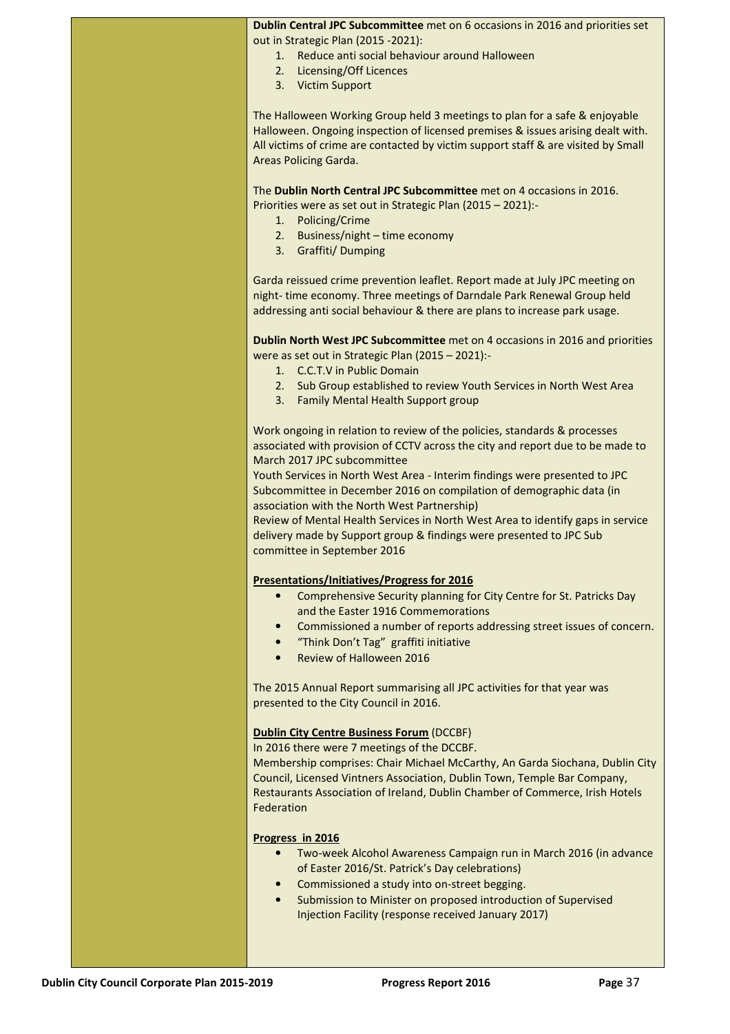**Dublin Central JPC Subcommittee** met on 6 occasions in 2016 and priorities set out in Strategic Plan (2015 -2021):

1. Reduce anti social behaviour around Halloween
2. Licensing/Off Licences
3. Victim Support

The Halloween Working Group held 3 meetings to plan for a safe & enjoyable Halloween. Ongoing inspection of licensed premises & issues arising dealt with. All victims of crime are contacted by victim support staff & are visited by Small Areas Policing Garda.

The **Dublin North Central JPC Subcommittee** met on 4 occasions in 2016. Priorities were as set out in Strategic Plan (2015 – 2021):-

1. Policing/Crime
2. Business/night – time economy
3. Graffiti/ Dumping

Garda reissued crime prevention leaflet. Report made at July JPC meeting on night- time economy. Three meetings of Darndale Park Renewal Group held addressing anti social behaviour & there are plans to increase park usage.

**Dublin North West JPC Subcommittee** met on 4 occasions in 2016 and priorities were as set out in Strategic Plan (2015 – 2021):-

1. C.C.T.V in Public Domain
2. Sub Group established to review Youth Services in North West Area
3. Family Mental Health Support group

Work ongoing in relation to review of the policies, standards & processes associated with provision of CCTV across the city and report due to be made to March 2017 JPC subcommittee

Youth Services in North West Area - Interim findings were presented to JPC Subcommittee in December 2016 on compilation of demographic data (in association with the North West Partnership)

Review of Mental Health Services in North West Area to identify gaps in service delivery made by Support group & findings were presented to JPC Sub committee in September 2016

**Presentations/Initiatives/Progress for 2016**

- Comprehensive Security planning for City Centre for St. Patricks Day and the Easter 1916 Commemorations
- Commissioned a number of reports addressing street issues of concern.
- "Think Don't Tag" graffiti initiative
- Review of Halloween 2016

The 2015 Annual Report summarising all JPC activities for that year was presented to the City Council in 2016.

**Dublin City Centre Business Forum** (DCCBF)

In 2016 there were 7 meetings of the DCCBF.

Membership comprises: Chair Michael McCarthy, An Garda Siochana, Dublin City Council, Licensed Vintners Association, Dublin Town, Temple Bar Company, Restaurants Association of Ireland, Dublin Chamber of Commerce, Irish Hotels Federation

**Progress in 2016**

- Two-week Alcohol Awareness Campaign run in March 2016 (in advance of Easter 2016/St. Patrick's Day celebrations)
- Commissioned a study into on-street begging.
- Submission to Minister on proposed introduction of Supervised Injection Facility (response received January 2017)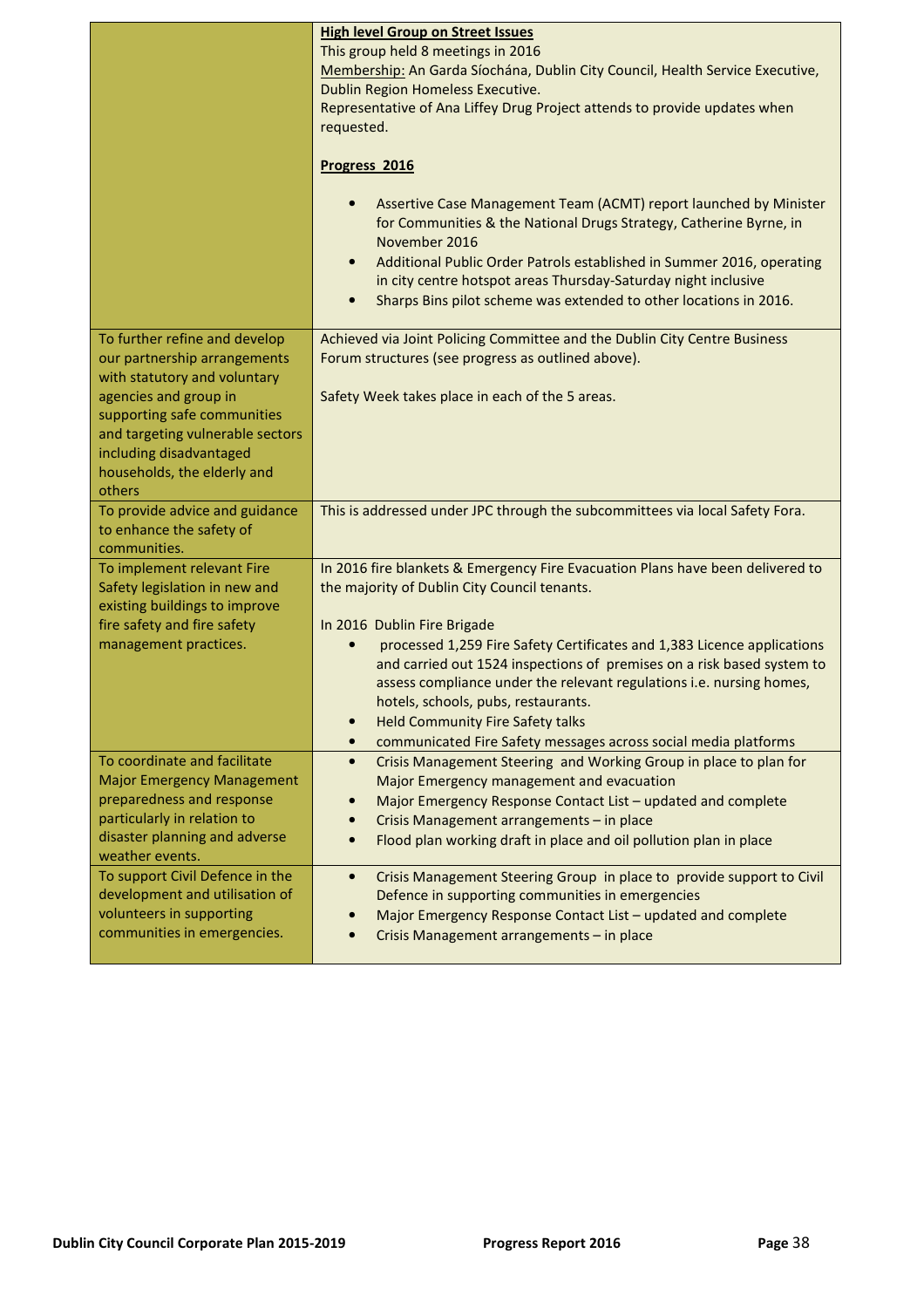| | |
|---|---|
| | **High level Group on Street Issues**<br>This group held 8 meetings in 2016<br>Membership: An Garda Síochána, Dublin City Council, Health Service Executive, Dublin Region Homeless Executive.<br>Representative of Ana Liffey Drug Project attends to provide updates when requested.<br><br>**Progress 2016**<br><br>• Assertive Case Management Team (ACMT) report launched by Minister for Communities & the National Drugs Strategy, Catherine Byrne, in November 2016<br>• Additional Public Order Patrols established in Summer 2016, operating in city centre hotspot areas Thursday-Saturday night inclusive<br>• Sharps Bins pilot scheme was extended to other locations in 2016. |
| To further refine and develop our partnership arrangements with statutory and voluntary agencies and group in supporting safe communities and targeting vulnerable sectors including disadvantaged households, the elderly and others | Achieved via Joint Policing Committee and the Dublin City Centre Business Forum structures (see progress as outlined above).<br><br>Safety Week takes place in each of the 5 areas. |
| To provide advice and guidance to enhance the safety of communities. | This is addressed under JPC through the subcommittees via local Safety Fora. |
| To implement relevant Fire Safety legislation in new and existing buildings to improve fire safety and fire safety management practices. | In 2016 fire blankets & Emergency Fire Evacuation Plans have been delivered to the majority of Dublin City Council tenants.<br><br>In 2016 Dublin Fire Brigade<br>• processed 1,259 Fire Safety Certificates and 1,383 Licence applications and carried out 1524 inspections of premises on a risk based system to assess compliance under the relevant regulations i.e. nursing homes, hotels, schools, pubs, restaurants.<br>• Held Community Fire Safety talks<br>• communicated Fire Safety messages across social media platforms |
| To coordinate and facilitate Major Emergency Management preparedness and response particularly in relation to disaster planning and adverse weather events. | • Crisis Management Steering and Working Group in place to plan for Major Emergency management and evacuation<br>• Major Emergency Response Contact List – updated and complete<br>• Crisis Management arrangements – in place<br>• Flood plan working draft in place and oil pollution plan in place |
| To support Civil Defence in the development and utilisation of volunteers in supporting communities in emergencies. | • Crisis Management Steering Group in place to provide support to Civil Defence in supporting communities in emergencies<br>• Major Emergency Response Contact List – updated and complete<br>• Crisis Management arrangements – in place |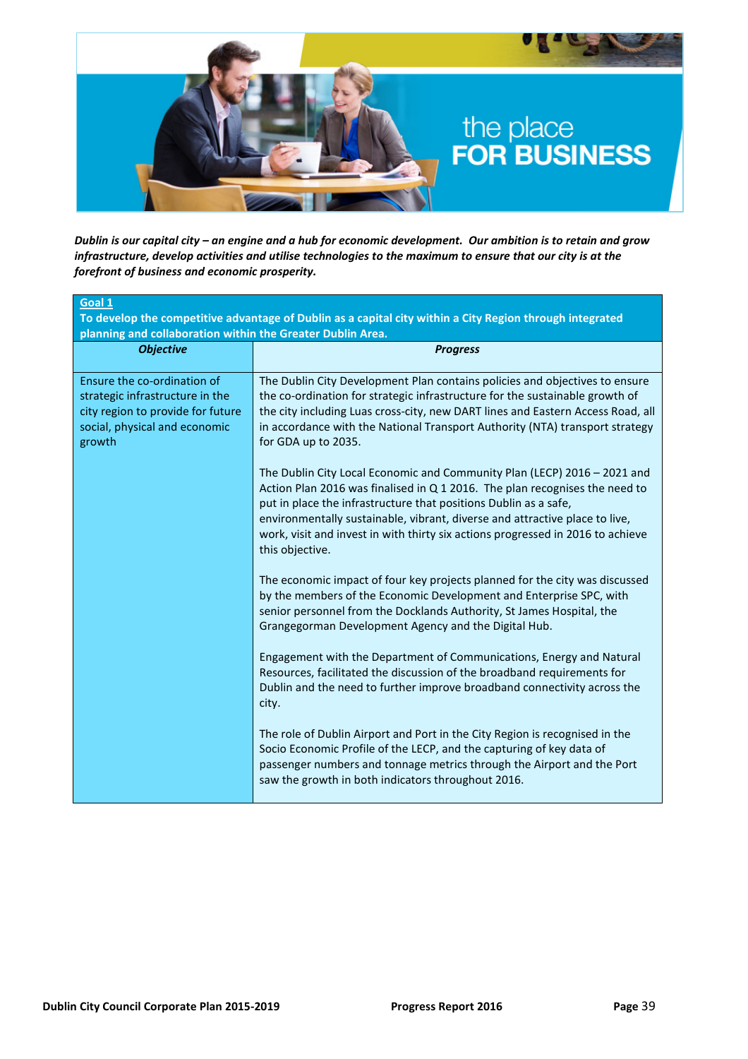# the place FOR BUSINESS

***Dublin is our capital city – an engine and a hub for economic development. Our ambition is to retain and grow infrastructure, develop activities and utilise technologies to the maximum to ensure that our city is at the forefront of business and economic prosperity.***

**Goal 1**
**To develop the competitive advantage of Dublin as a capital city within a City Region through integrated planning and collaboration within the Greater Dublin Area.**

| ***Objective*** | ***Progress*** |
|---|---|
| Ensure the co-ordination of strategic infrastructure in the city region to provide for future social, physical and economic growth | The Dublin City Development Plan contains policies and objectives to ensure the co-ordination for strategic infrastructure for the sustainable growth of the city including Luas cross-city, new DART lines and Eastern Access Road, all in accordance with the National Transport Authority (NTA) transport strategy for GDA up to 2035.<br><br>The Dublin City Local Economic and Community Plan (LECP) 2016 – 2021 and Action Plan 2016 was finalised in Q 1 2016. The plan recognises the need to put in place the infrastructure that positions Dublin as a safe, environmentally sustainable, vibrant, diverse and attractive place to live, work, visit and invest in with thirty six actions progressed in 2016 to achieve this objective.<br><br>The economic impact of four key projects planned for the city was discussed by the members of the Economic Development and Enterprise SPC, with senior personnel from the Docklands Authority, St James Hospital, the Grangegorman Development Agency and the Digital Hub.<br><br>Engagement with the Department of Communications, Energy and Natural Resources, facilitated the discussion of the broadband requirements for Dublin and the need to further improve broadband connectivity across the city.<br><br>The role of Dublin Airport and Port in the City Region is recognised in the Socio Economic Profile of the LECP, and the capturing of key data of passenger numbers and tonnage metrics through the Airport and the Port saw the growth in both indicators throughout 2016. |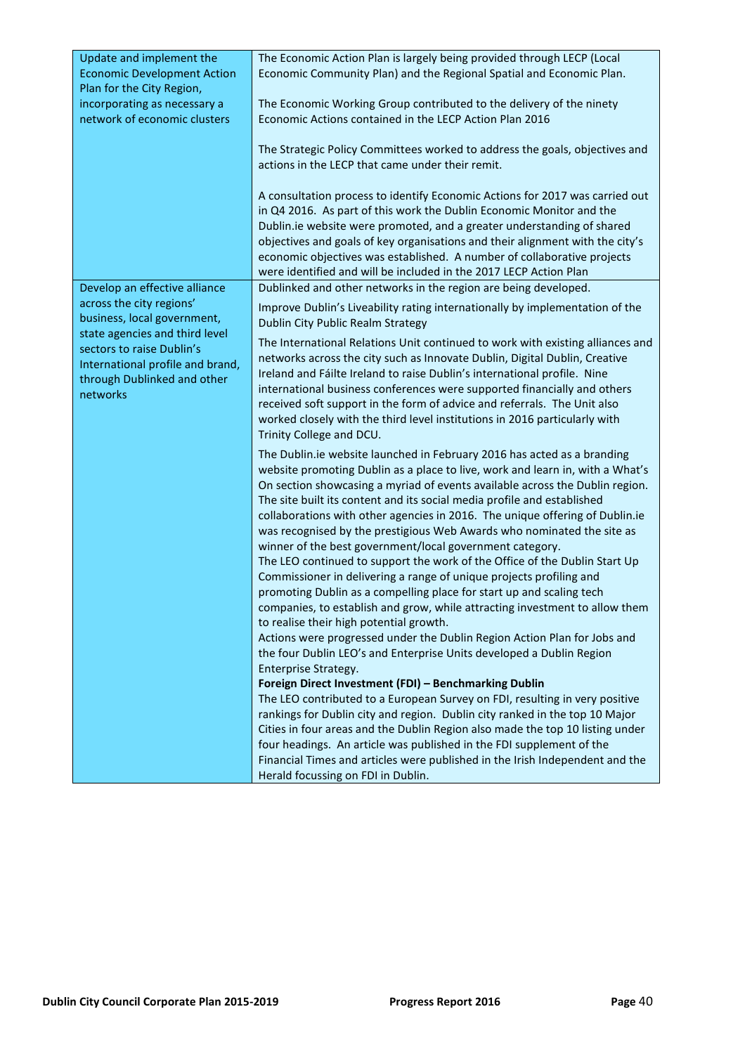| | |
|---|---|
| Update and implement the Economic Development Action Plan for the City Region, incorporating as necessary a network of economic clusters | The Economic Action Plan is largely being provided through LECP (Local Economic Community Plan) and the Regional Spatial and Economic Plan.<br><br>The Economic Working Group contributed to the delivery of the ninety Economic Actions contained in the LECP Action Plan 2016<br><br>The Strategic Policy Committees worked to address the goals, objectives and actions in the LECP that came under their remit.<br><br>A consultation process to identify Economic Actions for 2017 was carried out in Q4 2016. As part of this work the Dublin Economic Monitor and the Dublin.ie website were promoted, and a greater understanding of shared objectives and goals of key organisations and their alignment with the city's economic objectives was established. A number of collaborative projects were identified and will be included in the 2017 LECP Action Plan |
| Develop an effective alliance across the city regions' business, local government, state agencies and third level sectors to raise Dublin's International profile and brand, through Dublinked and other networks | Dublinked and other networks in the region are being developed.<br><br>Improve Dublin's Liveability rating internationally by implementation of the Dublin City Public Realm Strategy<br><br>The International Relations Unit continued to work with existing alliances and networks across the city such as Innovate Dublin, Digital Dublin, Creative Ireland and Fáilte Ireland to raise Dublin's international profile. Nine international business conferences were supported financially and others received soft support in the form of advice and referrals. The Unit also worked closely with the third level institutions in 2016 particularly with Trinity College and DCU.<br><br>The Dublin.ie website launched in February 2016 has acted as a branding website promoting Dublin as a place to live, work and learn in, with a What's On section showcasing a myriad of events available across the Dublin region. The site built its content and its social media profile and established collaborations with other agencies in 2016. The unique offering of Dublin.ie was recognised by the prestigious Web Awards who nominated the site as winner of the best government/local government category.<br>The LEO continued to support the work of the Office of the Dublin Start Up Commissioner in delivering a range of unique projects profiling and promoting Dublin as a compelling place for start up and scaling tech companies, to establish and grow, while attracting investment to allow them to realise their high potential growth.<br>Actions were progressed under the Dublin Region Action Plan for Jobs and the four Dublin LEO's and Enterprise Units developed a Dublin Region Enterprise Strategy.<br>**Foreign Direct Investment (FDI) – Benchmarking Dublin**<br>The LEO contributed to a European Survey on FDI, resulting in very positive rankings for Dublin city and region. Dublin city ranked in the top 10 Major Cities in four areas and the Dublin Region also made the top 10 listing under four headings. An article was published in the FDI supplement of the Financial Times and articles were published in the Irish Independent and the Herald focussing on FDI in Dublin. |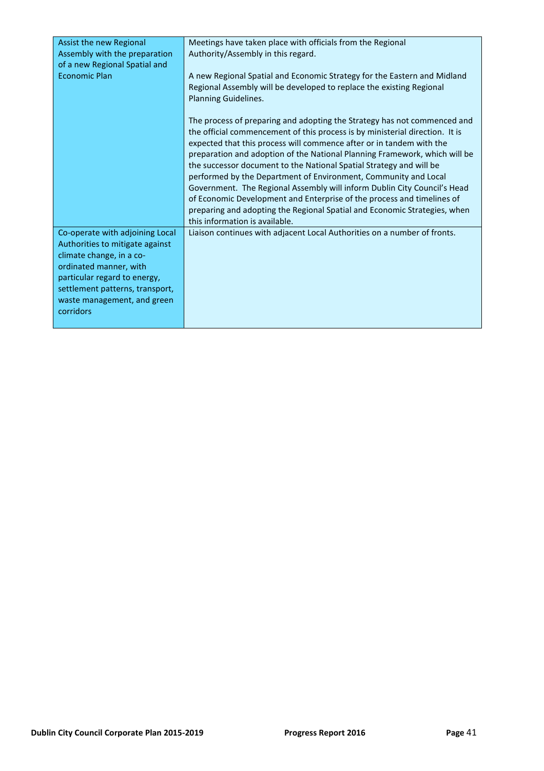| | |
|---|---|
| Assist the new Regional Assembly with the preparation of a new Regional Spatial and Economic Plan | Meetings have taken place with officials from the Regional Authority/Assembly in this regard.<br><br>A new Regional Spatial and Economic Strategy for the Eastern and Midland Regional Assembly will be developed to replace the existing Regional Planning Guidelines.<br><br>The process of preparing and adopting the Strategy has not commenced and the official commencement of this process is by ministerial direction. It is expected that this process will commence after or in tandem with the preparation and adoption of the National Planning Framework, which will be the successor document to the National Spatial Strategy and will be performed by the Department of Environment, Community and Local Government. The Regional Assembly will inform Dublin City Council's Head of Economic Development and Enterprise of the process and timelines of preparing and adopting the Regional Spatial and Economic Strategies, when this information is available. |
| Co-operate with adjoining Local Authorities to mitigate against climate change, in a co-ordinated manner, with particular regard to energy, settlement patterns, transport, waste management, and green corridors | Liaison continues with adjacent Local Authorities on a number of fronts. |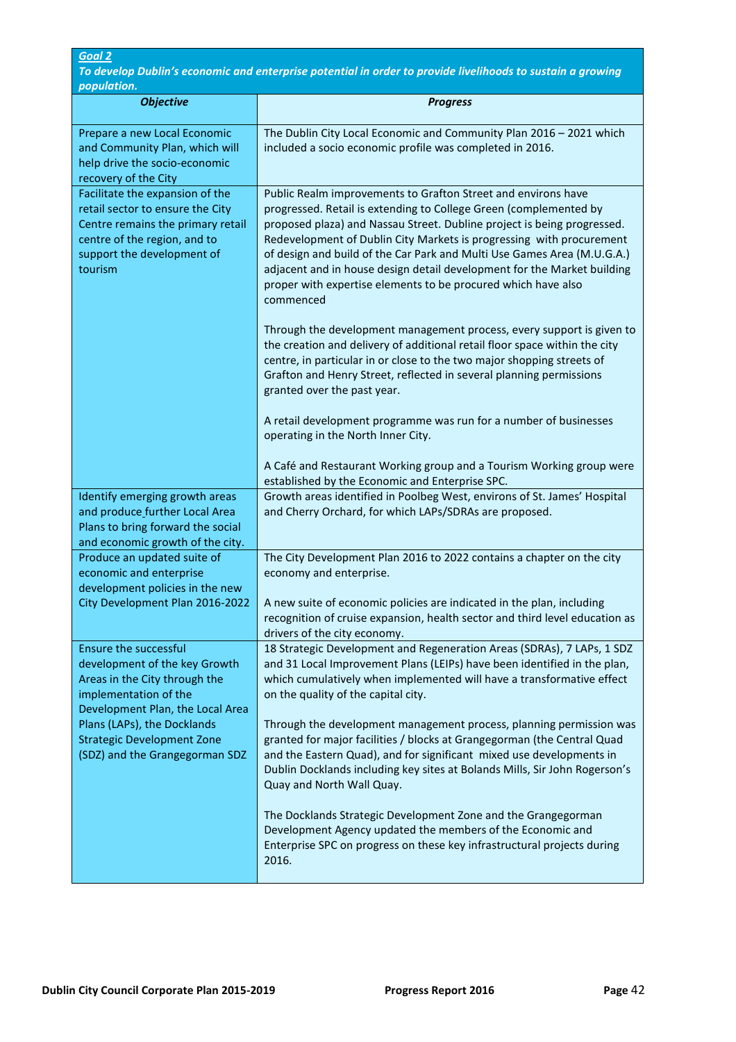***Goal 2***

***To develop Dublin's economic and enterprise potential in order to provide livelihoods to sustain a growing population.***

| ***Objective*** | ***Progress*** |
|---|---|
| Prepare a new Local Economic and Community Plan, which will help drive the socio-economic recovery of the City | The Dublin City Local Economic and Community Plan 2016 – 2021 which included a socio economic profile was completed in 2016. |
| Facilitate the expansion of the retail sector to ensure the City Centre remains the primary retail centre of the region, and to support the development of tourism | Public Realm improvements to Grafton Street and environs have progressed. Retail is extending to College Green (complemented by proposed plaza) and Nassau Street. Dubline project is being progressed. Redevelopment of Dublin City Markets is progressing with procurement of design and build of the Car Park and Multi Use Games Area (M.U.G.A.) adjacent and in house design detail development for the Market building proper with expertise elements to be procured which have also commenced<br><br>Through the development management process, every support is given to the creation and delivery of additional retail floor space within the city centre, in particular in or close to the two major shopping streets of Grafton and Henry Street, reflected in several planning permissions granted over the past year.<br><br>A retail development programme was run for a number of businesses operating in the North Inner City.<br><br>A Café and Restaurant Working group and a Tourism Working group were established by the Economic and Enterprise SPC. |
| Identify emerging growth areas and produce further Local Area Plans to bring forward the social and economic growth of the city. | Growth areas identified in Poolbeg West, environs of St. James' Hospital and Cherry Orchard, for which LAPs/SDRAs are proposed. |
| Produce an updated suite of economic and enterprise development policies in the new City Development Plan 2016-2022 | The City Development Plan 2016 to 2022 contains a chapter on the city economy and enterprise.<br><br>A new suite of economic policies are indicated in the plan, including recognition of cruise expansion, health sector and third level education as drivers of the city economy. |
| Ensure the successful development of the key Growth Areas in the City through the implementation of the Development Plan, the Local Area Plans (LAPs), the Docklands Strategic Development Zone (SDZ) and the Grangegorman SDZ | 18 Strategic Development and Regeneration Areas (SDRAs), 7 LAPs, 1 SDZ and 31 Local Improvement Plans (LEIPs) have been identified in the plan, which cumulatively when implemented will have a transformative effect on the quality of the capital city.<br><br>Through the development management process, planning permission was granted for major facilities / blocks at Grangegorman (the Central Quad and the Eastern Quad), and for significant mixed use developments in Dublin Docklands including key sites at Bolands Mills, Sir John Rogerson's Quay and North Wall Quay.<br><br>The Docklands Strategic Development Zone and the Grangegorman Development Agency updated the members of the Economic and Enterprise SPC on progress on these key infrastructural projects during 2016. |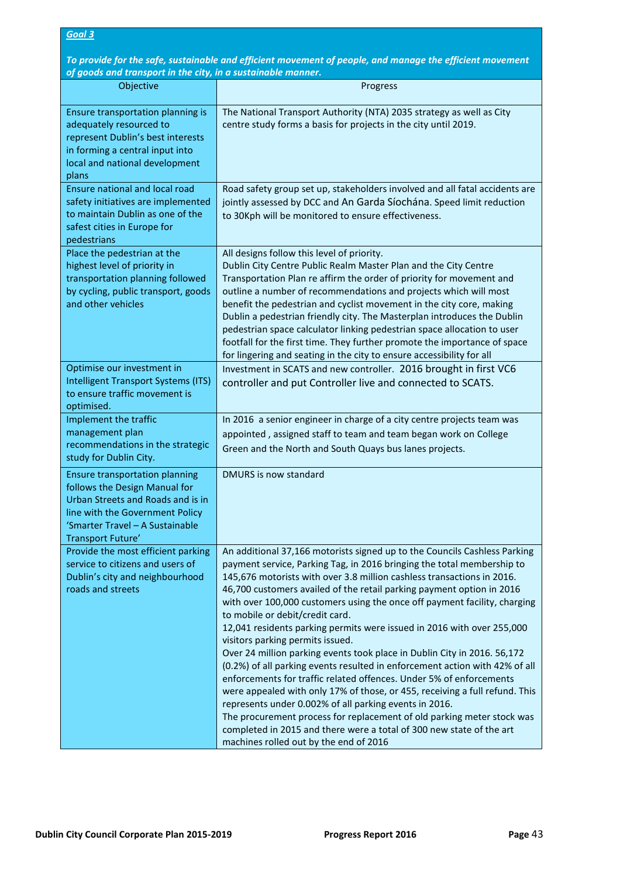***Goal 3***

***To provide for the safe, sustainable and efficient movement of people, and manage the efficient movement of goods and transport in the city, in a sustainable manner.***

| Objective | Progress |
| --- | --- |
| Ensure transportation planning is adequately resourced to represent Dublin's best interests in forming a central input into local and national development plans | The National Transport Authority (NTA) 2035 strategy as well as City centre study forms a basis for projects in the city until 2019. |
| Ensure national and local road safety initiatives are implemented to maintain Dublin as one of the safest cities in Europe for pedestrians | Road safety group set up, stakeholders involved and all fatal accidents are jointly assessed by DCC and An Garda Síochána. Speed limit reduction to 30Kph will be monitored to ensure effectiveness. |
| Place the pedestrian at the highest level of priority in transportation planning followed by cycling, public transport, goods and other vehicles | All designs follow this level of priority.<br>Dublin City Centre Public Realm Master Plan and the City Centre Transportation Plan re affirm the order of priority for movement and outline a number of recommendations and projects which will most benefit the pedestrian and cyclist movement in the city core, making Dublin a pedestrian friendly city. The Masterplan introduces the Dublin pedestrian space calculator linking pedestrian space allocation to user footfall for the first time. They further promote the importance of space for lingering and seating in the city to ensure accessibility for all |
| Optimise our investment in Intelligent Transport Systems (ITS) to ensure traffic movement is optimised. | Investment in SCATS and new controller. 2016 brought in first VC6 controller and put Controller live and connected to SCATS. |
| Implement the traffic management plan recommendations in the strategic study for Dublin City. | In 2016 a senior engineer in charge of a city centre projects team was appointed , assigned staff to team and team began work on College Green and the North and South Quays bus lanes projects. |
| Ensure transportation planning follows the Design Manual for Urban Streets and Roads and is in line with the Government Policy 'Smarter Travel – A Sustainable Transport Future' | DMURS is now standard |
| Provide the most efficient parking service to citizens and users of Dublin's city and neighbourhood roads and streets | An additional 37,166 motorists signed up to the Councils Cashless Parking payment service, Parking Tag, in 2016 bringing the total membership to 145,676 motorists with over 3.8 million cashless transactions in 2016.<br>46,700 customers availed of the retail parking payment option in 2016 with over 100,000 customers using the once off payment facility, charging to mobile or debit/credit card.<br>12,041 residents parking permits were issued in 2016 with over 255,000 visitors parking permits issued.<br>Over 24 million parking events took place in Dublin City in 2016. 56,172 (0.2%) of all parking events resulted in enforcement action with 42% of all enforcements for traffic related offences. Under 5% of enforcements were appealed with only 17% of those, or 455, receiving a full refund. This represents under 0.002% of all parking events in 2016.<br>The procurement process for replacement of old parking meter stock was completed in 2015 and there were a total of 300 new state of the art machines rolled out by the end of 2016 |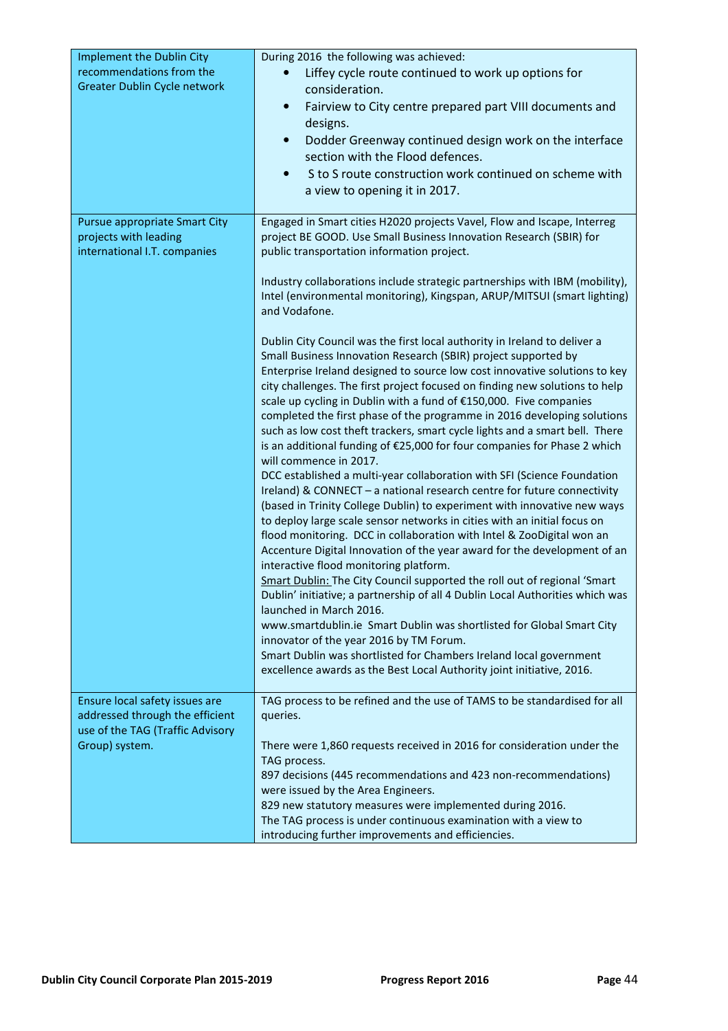| | |
|---|---|
| Implement the Dublin City recommendations from the Greater Dublin Cycle network | During 2016 the following was achieved:<br>• Liffey cycle route continued to work up options for consideration.<br>• Fairview to City centre prepared part VIII documents and designs.<br>• Dodder Greenway continued design work on the interface section with the Flood defences.<br>• S to S route construction work continued on scheme with a view to opening it in 2017. |
| Pursue appropriate Smart City projects with leading international I.T. companies | Engaged in Smart cities H2020 projects Vavel, Flow and Iscape, Interreg project BE GOOD. Use Small Business Innovation Research (SBIR) for public transportation information project.<br><br>Industry collaborations include strategic partnerships with IBM (mobility), Intel (environmental monitoring), Kingspan, ARUP/MITSUI (smart lighting) and Vodafone.<br><br>Dublin City Council was the first local authority in Ireland to deliver a Small Business Innovation Research (SBIR) project supported by Enterprise Ireland designed to source low cost innovative solutions to key city challenges. The first project focused on finding new solutions to help scale up cycling in Dublin with a fund of €150,000. Five companies completed the first phase of the programme in 2016 developing solutions such as low cost theft trackers, smart cycle lights and a smart bell. There is an additional funding of €25,000 for four companies for Phase 2 which will commence in 2017.<br>DCC established a multi-year collaboration with SFI (Science Foundation Ireland) & CONNECT – a national research centre for future connectivity (based in Trinity College Dublin) to experiment with innovative new ways to deploy large scale sensor networks in cities with an initial focus on flood monitoring. DCC in collaboration with Intel & ZooDigital won an Accenture Digital Innovation of the year award for the development of an interactive flood monitoring platform.<br>Smart Dublin: The City Council supported the roll out of regional 'Smart Dublin' initiative; a partnership of all 4 Dublin Local Authorities which was launched in March 2016.<br>www.smartdublin.ie Smart Dublin was shortlisted for Global Smart City innovator of the year 2016 by TM Forum.<br>Smart Dublin was shortlisted for Chambers Ireland local government excellence awards as the Best Local Authority joint initiative, 2016. |
| Ensure local safety issues are addressed through the efficient use of the TAG (Traffic Advisory Group) system. | TAG process to be refined and the use of TAMS to be standardised for all queries.<br><br>There were 1,860 requests received in 2016 for consideration under the TAG process.<br>897 decisions (445 recommendations and 423 non-recommendations) were issued by the Area Engineers.<br>829 new statutory measures were implemented during 2016.<br>The TAG process is under continuous examination with a view to introducing further improvements and efficiencies. |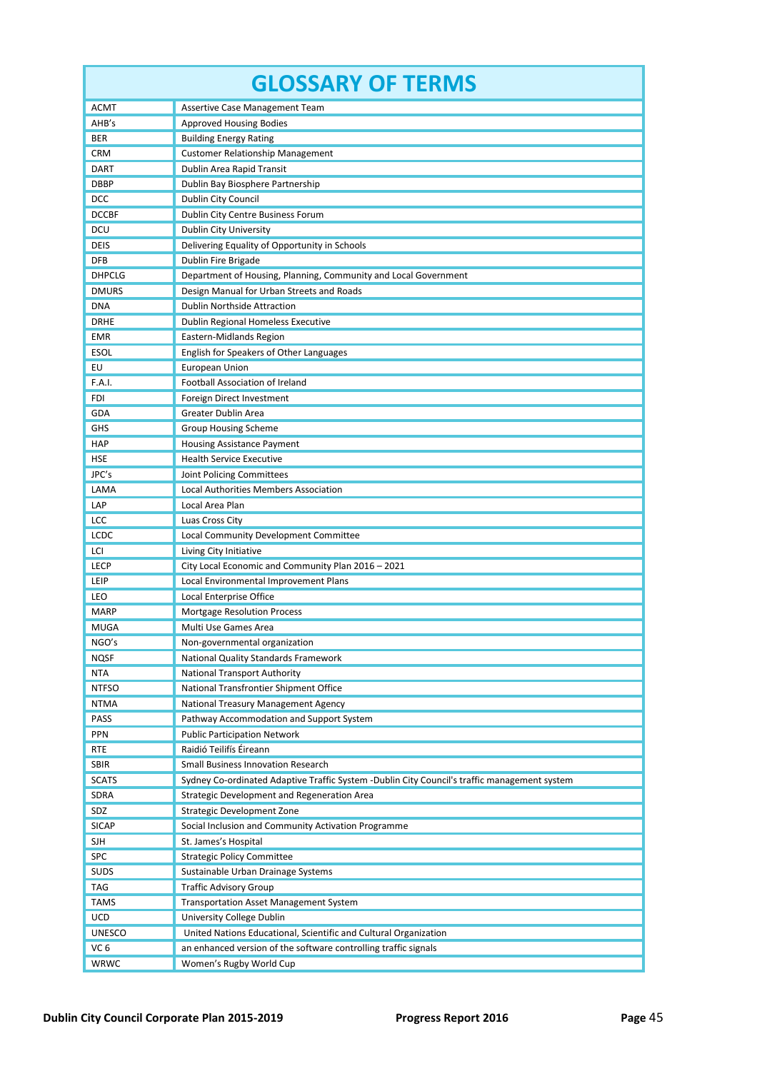# GLOSSARY OF TERMS

| | |
|---|---|
| ACMT | Assertive Case Management Team |
| AHB's | Approved Housing Bodies |
| BER | Building Energy Rating |
| CRM | Customer Relationship Management |
| DART | Dublin Area Rapid Transit |
| DBBP | Dublin Bay Biosphere Partnership |
| DCC | Dublin City Council |
| DCCBF | Dublin City Centre Business Forum |
| DCU | Dublin City University |
| DEIS | Delivering Equality of Opportunity in Schools |
| DFB | Dublin Fire Brigade |
| DHPCLG | Department of Housing, Planning, Community and Local Government |
| DMURS | Design Manual for Urban Streets and Roads |
| DNA | Dublin Northside Attraction |
| DRHE | Dublin Regional Homeless Executive |
| EMR | Eastern-Midlands Region |
| ESOL | English for Speakers of Other Languages |
| EU | European Union |
| F.A.I. | Football Association of Ireland |
| FDI | Foreign Direct Investment |
| GDA | Greater Dublin Area |
| GHS | Group Housing Scheme |
| HAP | Housing Assistance Payment |
| HSE | Health Service Executive |
| JPC's | Joint Policing Committees |
| LAMA | Local Authorities Members Association |
| LAP | Local Area Plan |
| LCC | Luas Cross City |
| LCDC | Local Community Development Committee |
| LCI | Living City Initiative |
| LECP | City Local Economic and Community Plan 2016 – 2021 |
| LEIP | Local Environmental Improvement Plans |
| LEO | Local Enterprise Office |
| MARP | Mortgage Resolution Process |
| MUGA | Multi Use Games Area |
| NGO's | Non-governmental organization |
| NQSF | National Quality Standards Framework |
| NTA | National Transport Authority |
| NTFSO | National Transfrontier Shipment Office |
| NTMA | National Treasury Management Agency |
| PASS | Pathway Accommodation and Support System |
| PPN | Public Participation Network |
| RTE | Raidió Teilifís Éireann |
| SBIR | Small Business Innovation Research |
| SCATS | Sydney Co-ordinated Adaptive Traffic System -Dublin City Council's traffic management system |
| SDRA | Strategic Development and Regeneration Area |
| SDZ | Strategic Development Zone |
| SICAP | Social Inclusion and Community Activation Programme |
| SJH | St. James's Hospital |
| SPC | Strategic Policy Committee |
| SUDS | Sustainable Urban Drainage Systems |
| TAG | Traffic Advisory Group |
| TAMS | Transportation Asset Management System |
| UCD | University College Dublin |
| UNESCO | United Nations Educational, Scientific and Cultural Organization |
| VC 6 | an enhanced version of the software controlling traffic signals |
| WRWC | Women's Rugby World Cup |